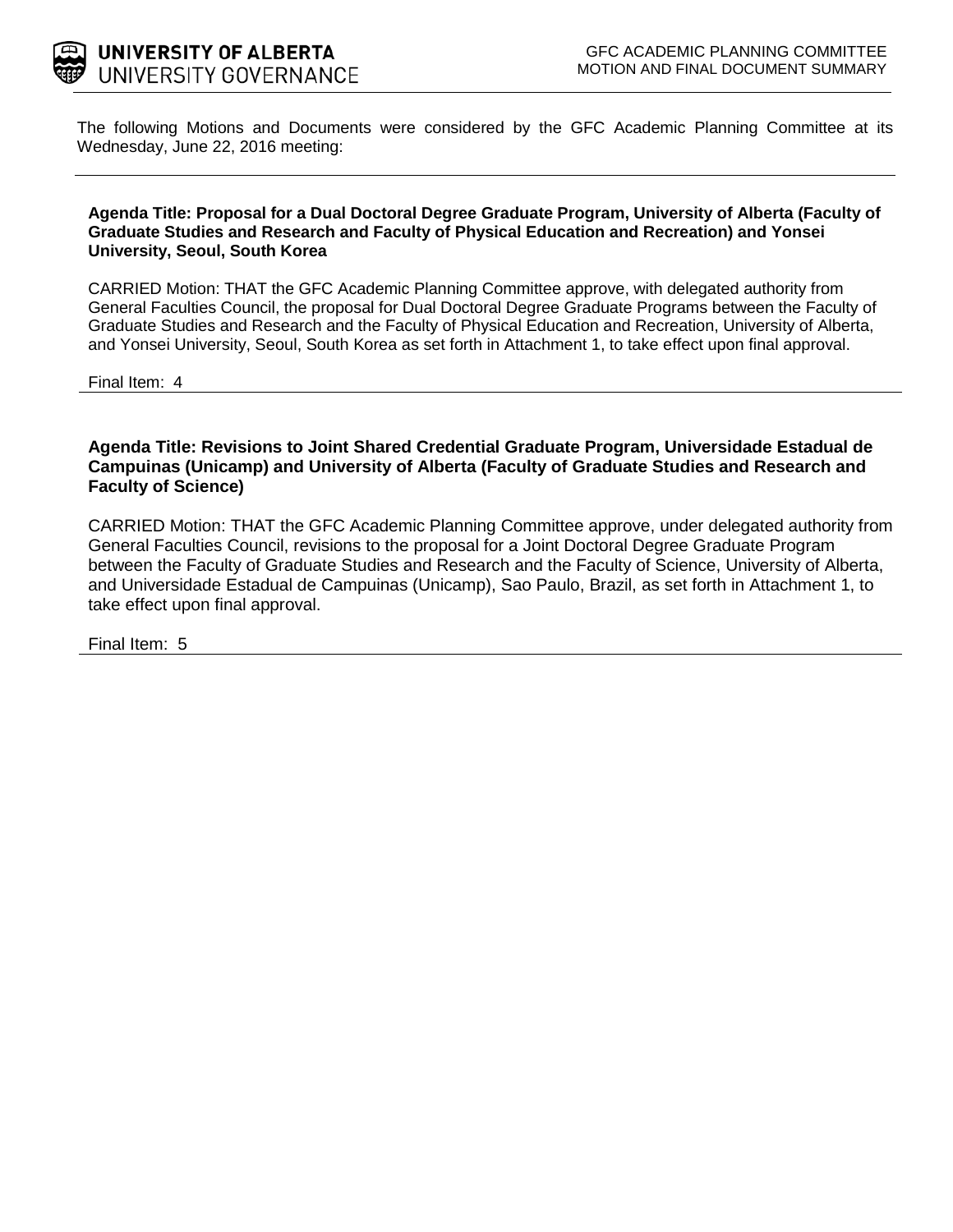UNIVERSITY OF ALBERTA
UNIVERSITY GOVERNANCE

GFC ACADEMIC PLANNING COMMITTEE
MOTION AND FINAL DOCUMENT SUMMARY

The following Motions and Documents were considered by the GFC Academic Planning Committee at its Wednesday, June 22, 2016 meeting:

---

**Agenda Title: Proposal for a Dual Doctoral Degree Graduate Program, University of Alberta (Faculty of Graduate Studies and Research and Faculty of Physical Education and Recreation) and Yonsei University, Seoul, South Korea**

CARRIED Motion: THAT the GFC Academic Planning Committee approve, with delegated authority from General Faculties Council, the proposal for Dual Doctoral Degree Graduate Programs between the Faculty of Graduate Studies and Research and the Faculty of Physical Education and Recreation, University of Alberta, and Yonsei University, Seoul, South Korea as set forth in Attachment 1, to take effect upon final approval.

Final Item: 4

---

**Agenda Title: Revisions to Joint Shared Credential Graduate Program, Universidade Estadual de Campuinas (Unicamp) and University of Alberta (Faculty of Graduate Studies and Research and Faculty of Science)**

CARRIED Motion: THAT the GFC Academic Planning Committee approve, under delegated authority from General Faculties Council, revisions to the proposal for a Joint Doctoral Degree Graduate Program between the Faculty of Graduate Studies and Research and the Faculty of Science, University of Alberta, and Universidade Estadual de Campuinas (Unicamp), Sao Paulo, Brazil, as set forth in Attachment 1, to take effect upon final approval.

Final Item: 5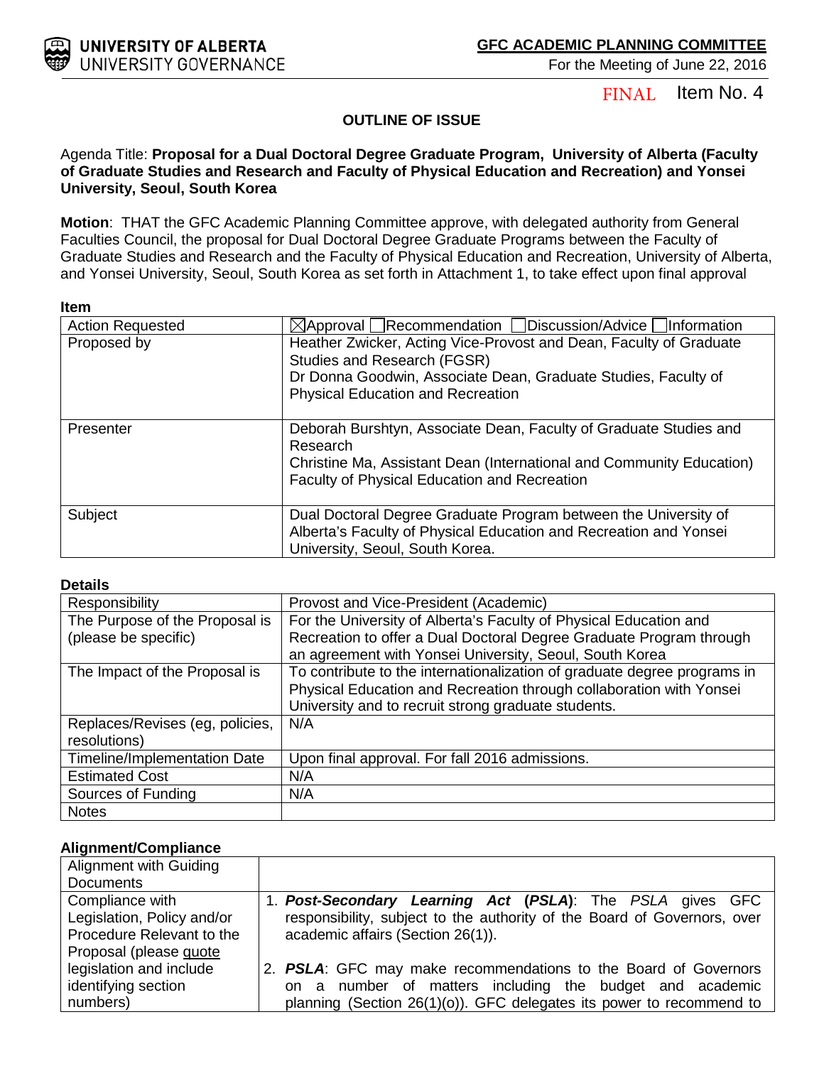**UNIVERSITY OF ALBERTA**
UNIVERSITY GOVERNANCE

**GFC ACADEMIC PLANNING COMMITTEE**
For the Meeting of June 22, 2016

FINAL Item No. 4

## OUTLINE OF ISSUE

Agenda Title: **Proposal for a Dual Doctoral Degree Graduate Program, University of Alberta (Faculty of Graduate Studies and Research and Faculty of Physical Education and Recreation) and Yonsei University, Seoul, South Korea**

**Motion**: THAT the GFC Academic Planning Committee approve, with delegated authority from General Faculties Council, the proposal for Dual Doctoral Degree Graduate Programs between the Faculty of Graduate Studies and Research and the Faculty of Physical Education and Recreation, University of Alberta, and Yonsei University, Seoul, South Korea as set forth in Attachment 1, to take effect upon final approval

**Item**

| | |
|---|---|
| Action Requested | ☒Approval ☐Recommendation ☐Discussion/Advice ☐Information |
| Proposed by | Heather Zwicker, Acting Vice-Provost and Dean, Faculty of Graduate Studies and Research (FGSR)<br>Dr Donna Goodwin, Associate Dean, Graduate Studies, Faculty of Physical Education and Recreation |
| Presenter | Deborah Burshtyn, Associate Dean, Faculty of Graduate Studies and Research<br>Christine Ma, Assistant Dean (International and Community Education) Faculty of Physical Education and Recreation |
| Subject | Dual Doctoral Degree Graduate Program between the University of Alberta's Faculty of Physical Education and Recreation and Yonsei University, Seoul, South Korea. |

**Details**

| | |
|---|---|
| Responsibility | Provost and Vice-President (Academic) |
| The Purpose of the Proposal is (please be specific) | For the University of Alberta's Faculty of Physical Education and Recreation to offer a Dual Doctoral Degree Graduate Program through an agreement with Yonsei University, Seoul, South Korea |
| The Impact of the Proposal is | To contribute to the internationalization of graduate degree programs in Physical Education and Recreation through collaboration with Yonsei University and to recruit strong graduate students. |
| Replaces/Revises (eg, policies, resolutions) | N/A |
| Timeline/Implementation Date | Upon final approval. For fall 2016 admissions. |
| Estimated Cost | N/A |
| Sources of Funding | N/A |
| Notes | |

**Alignment/Compliance**

| | |
|---|---|
| Alignment with Guiding Documents | |
| Compliance with Legislation, Policy and/or Procedure Relevant to the Proposal (please quote legislation and include identifying section numbers) | 1. ***Post-Secondary Learning Act* (*PSLA*)**: The *PSLA* gives GFC responsibility, subject to the authority of the Board of Governors, over academic affairs (Section 26(1)).<br><br>2. ***PSLA***: GFC may make recommendations to the Board of Governors on a number of matters including the budget and academic planning (Section 26(1)(o)). GFC delegates its power to recommend to |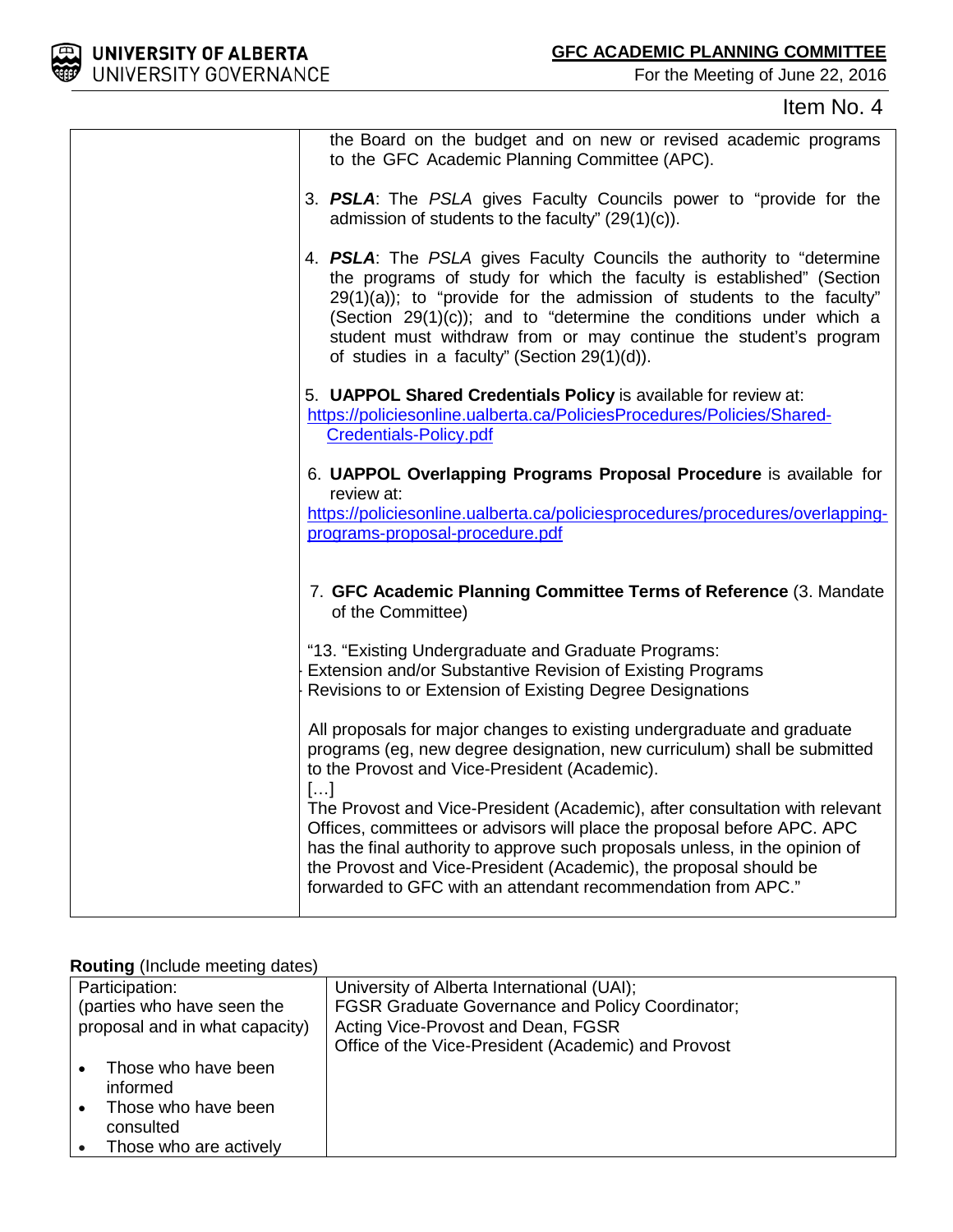Item No. 4

| | |
|---|---|
| | the Board on the budget and on new or revised academic programs to the GFC Academic Planning Committee (APC).<br><br>3. ***PSLA***: The *PSLA* gives Faculty Councils power to "provide for the admission of students to the faculty" (29(1)(c)).<br><br>4. ***PSLA***: The *PSLA* gives Faculty Councils the authority to "determine the programs of study for which the faculty is established" (Section 29(1)(a)); to "provide for the admission of students to the faculty" (Section 29(1)(c)); and to "determine the conditions under which a student must withdraw from or may continue the student's program of studies in a faculty" (Section 29(1)(d)).<br><br>5. **UAPPOL Shared Credentials Policy** is available for review at: https://policiesonline.ualberta.ca/PoliciesProcedures/Policies/Shared-Credentials-Policy.pdf<br><br>6. **UAPPOL Overlapping Programs Proposal Procedure** is available for review at: https://policiesonline.ualberta.ca/policiesprocedures/procedures/overlapping-programs-proposal-procedure.pdf<br><br>7. **GFC Academic Planning Committee Terms of Reference** (3. Mandate of the Committee)<br><br>"13. "Existing Undergraduate and Graduate Programs:<br>- Extension and/or Substantive Revision of Existing Programs<br>- Revisions to or Extension of Existing Degree Designations<br><br>All proposals for major changes to existing undergraduate and graduate programs (eg, new degree designation, new curriculum) shall be submitted to the Provost and Vice-President (Academic).<br>[…]<br>The Provost and Vice-President (Academic), after consultation with relevant Offices, committees or advisors will place the proposal before APC. APC has the final authority to approve such proposals unless, in the opinion of the Provost and Vice-President (Academic), the proposal should be forwarded to GFC with an attendant recommendation from APC." |

**Routing** (Include meeting dates)

| | |
|---|---|
| Participation:<br>(parties who have seen the proposal and in what capacity)<br><br>• Those who have been informed<br>• Those who have been consulted<br>• Those who are actively | University of Alberta International (UAI);<br>FGSR Graduate Governance and Policy Coordinator;<br>Acting Vice-Provost and Dean, FGSR<br>Office of the Vice-President (Academic) and Provost |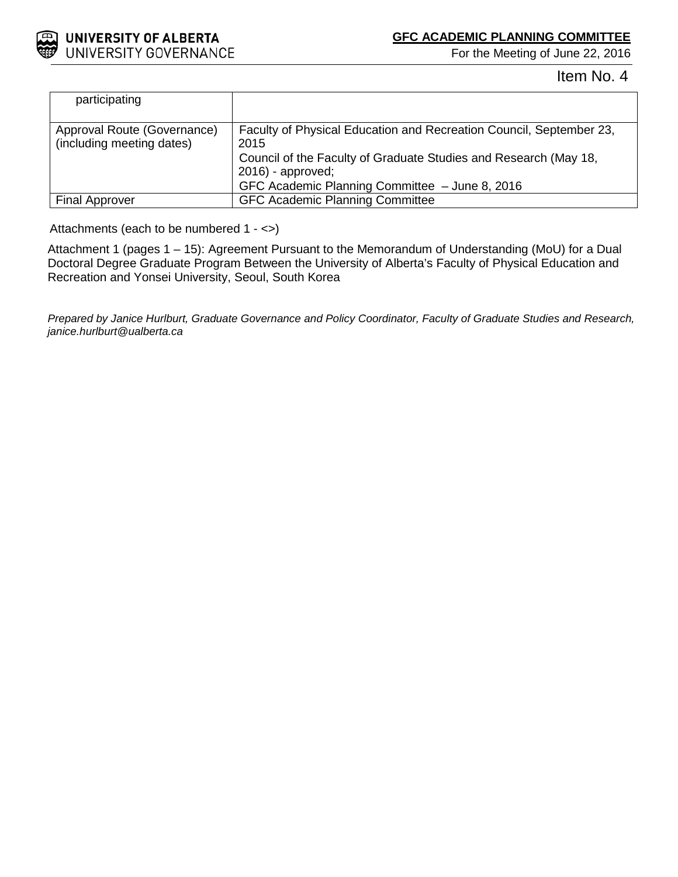| participating | |
|---|---|
| Approval Route (Governance) (including meeting dates) | Faculty of Physical Education and Recreation Council, September 23, 2015<br>Council of the Faculty of Graduate Studies and Research (May 18, 2016) - approved;<br>GFC Academic Planning Committee – June 8, 2016 |
| Final Approver | GFC Academic Planning Committee |

Attachments (each to be numbered 1 - <>)

Attachment 1 (pages 1 – 15): Agreement Pursuant to the Memorandum of Understanding (MoU) for a Dual Doctoral Degree Graduate Program Between the University of Alberta's Faculty of Physical Education and Recreation and Yonsei University, Seoul, South Korea

*Prepared by Janice Hurlburt, Graduate Governance and Policy Coordinator, Faculty of Graduate Studies and Research, janice.hurlburt@ualberta.ca*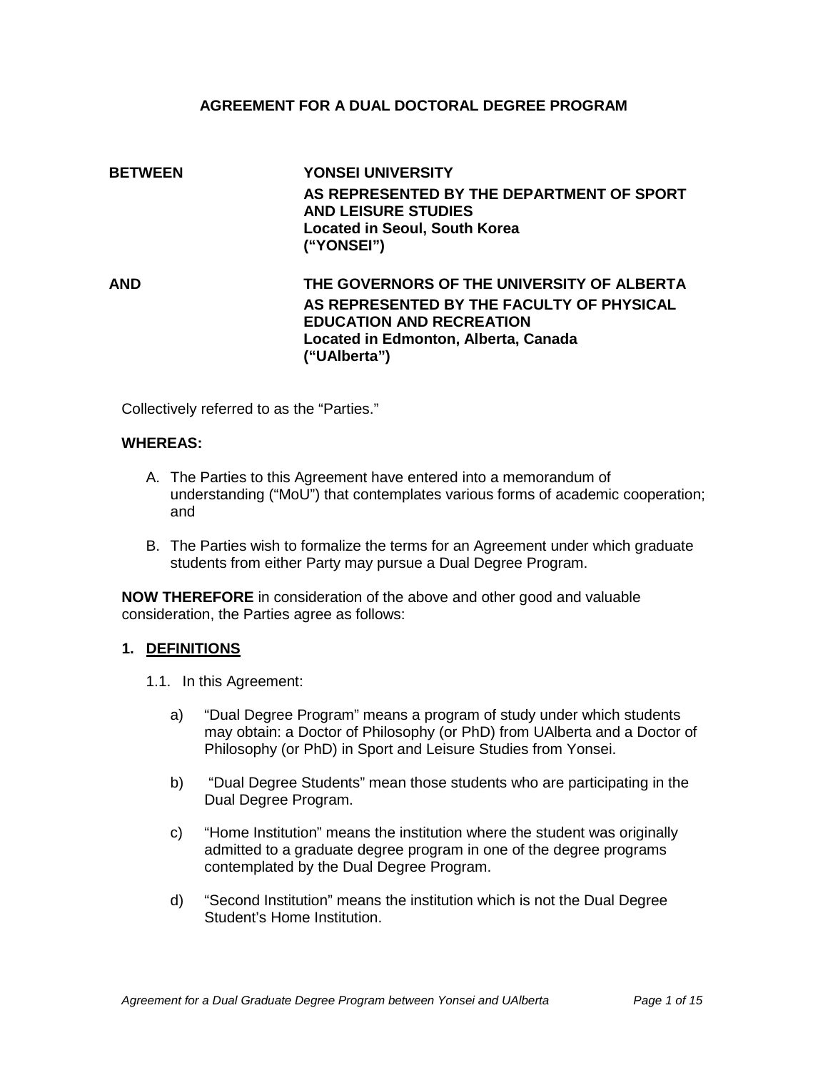# AGREEMENT FOR A DUAL DOCTORAL DEGREE PROGRAM

| | |
|---|---|
| **BETWEEN** | **YONSEI UNIVERSITY**<br>**AS REPRESENTED BY THE DEPARTMENT OF SPORT AND LEISURE STUDIES**<br>**Located in Seoul, South Korea**<br>**("YONSEI")** |
| **AND** | **THE GOVERNORS OF THE UNIVERSITY OF ALBERTA**<br>**AS REPRESENTED BY THE FACULTY OF PHYSICAL EDUCATION AND RECREATION**<br>**Located in Edmonton, Alberta, Canada**<br>**("UAlberta")** |

Collectively referred to as the "Parties."

**WHEREAS:**

A. The Parties to this Agreement have entered into a memorandum of understanding ("MoU") that contemplates various forms of academic cooperation; and

B. The Parties wish to formalize the terms for an Agreement under which graduate students from either Party may pursue a Dual Degree Program.

**NOW THEREFORE** in consideration of the above and other good and valuable consideration, the Parties agree as follows:

## 1. DEFINITIONS

1.1. In this Agreement:

a) "Dual Degree Program" means a program of study under which students may obtain: a Doctor of Philosophy (or PhD) from UAlberta and a Doctor of Philosophy (or PhD) in Sport and Leisure Studies from Yonsei.

b) "Dual Degree Students" mean those students who are participating in the Dual Degree Program.

c) "Home Institution" means the institution where the student was originally admitted to a graduate degree program in one of the degree programs contemplated by the Dual Degree Program.

d) "Second Institution" means the institution which is not the Dual Degree Student's Home Institution.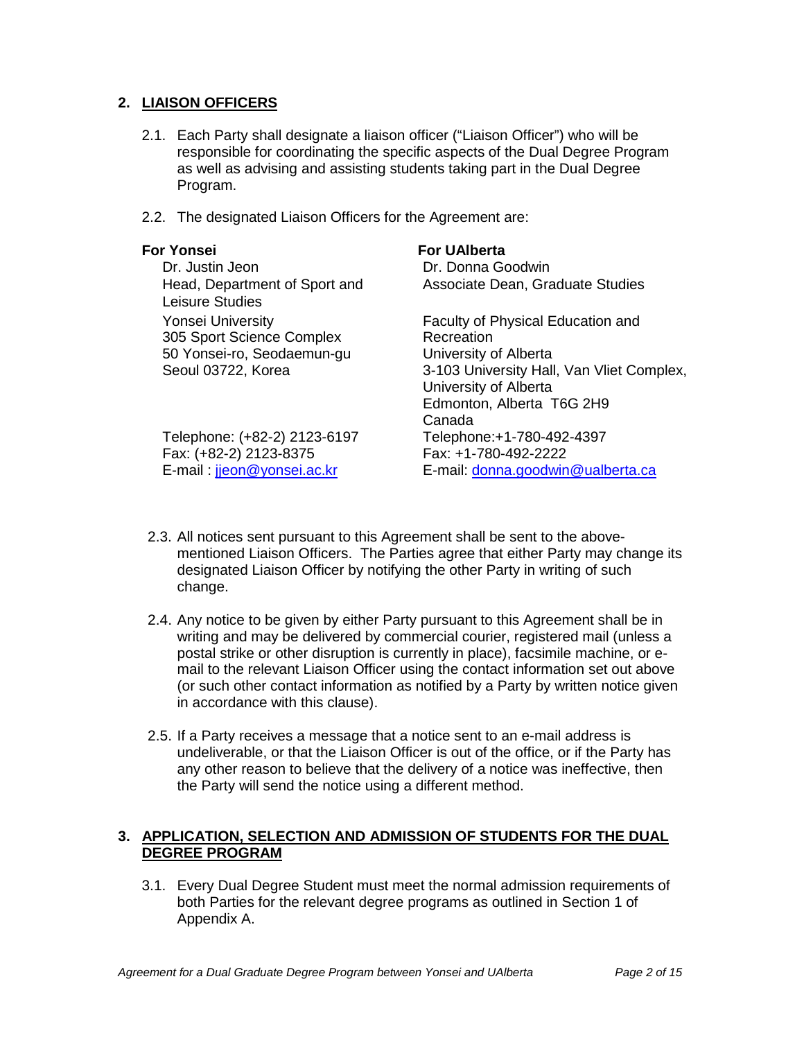## 2. LIAISON OFFICERS

2.1. Each Party shall designate a liaison officer ("Liaison Officer") who will be responsible for coordinating the specific aspects of the Dual Degree Program as well as advising and assisting students taking part in the Dual Degree Program.

2.2. The designated Liaison Officers for the Agreement are:

**For Yonsei**

Dr. Justin Jeon
Head, Department of Sport and Leisure Studies
Yonsei University
305 Sport Science Complex
50 Yonsei-ro, Seodaemun-gu
Seoul 03722, Korea

Telephone: (+82-2) 2123-6197
Fax: (+82-2) 2123-8375
E-mail : jjeon@yonsei.ac.kr

**For UAlberta**

Dr. Donna Goodwin
Associate Dean, Graduate Studies

Faculty of Physical Education and Recreation
University of Alberta
3-103 University Hall, Van Vliet Complex, University of Alberta
Edmonton, Alberta T6G 2H9
Canada
Telephone:+1-780-492-4397
Fax: +1-780-492-2222
E-mail: donna.goodwin@ualberta.ca

2.3. All notices sent pursuant to this Agreement shall be sent to the above-mentioned Liaison Officers. The Parties agree that either Party may change its designated Liaison Officer by notifying the other Party in writing of such change.

2.4. Any notice to be given by either Party pursuant to this Agreement shall be in writing and may be delivered by commercial courier, registered mail (unless a postal strike or other disruption is currently in place), facsimile machine, or e-mail to the relevant Liaison Officer using the contact information set out above (or such other contact information as notified by a Party by written notice given in accordance with this clause).

2.5. If a Party receives a message that a notice sent to an e-mail address is undeliverable, or that the Liaison Officer is out of the office, or if the Party has any other reason to believe that the delivery of a notice was ineffective, then the Party will send the notice using a different method.

## 3. APPLICATION, SELECTION AND ADMISSION OF STUDENTS FOR THE DUAL DEGREE PROGRAM

3.1. Every Dual Degree Student must meet the normal admission requirements of both Parties for the relevant degree programs as outlined in Section 1 of Appendix A.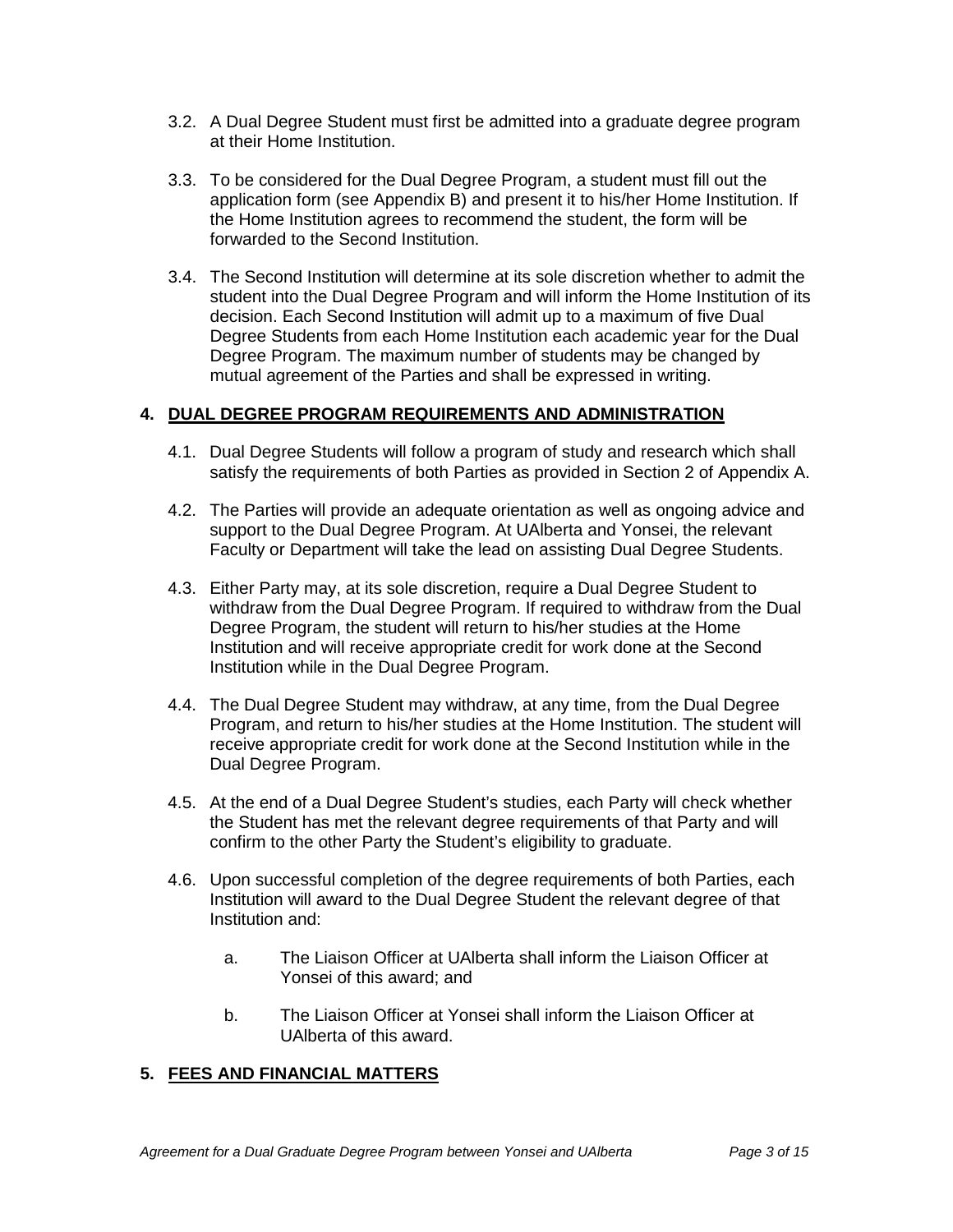3.2. A Dual Degree Student must first be admitted into a graduate degree program at their Home Institution.

3.3. To be considered for the Dual Degree Program, a student must fill out the application form (see Appendix B) and present it to his/her Home Institution. If the Home Institution agrees to recommend the student, the form will be forwarded to the Second Institution.

3.4. The Second Institution will determine at its sole discretion whether to admit the student into the Dual Degree Program and will inform the Home Institution of its decision. Each Second Institution will admit up to a maximum of five Dual Degree Students from each Home Institution each academic year for the Dual Degree Program. The maximum number of students may be changed by mutual agreement of the Parties and shall be expressed in writing.

## 4. <u>DUAL DEGREE PROGRAM REQUIREMENTS AND ADMINISTRATION</u>

4.1. Dual Degree Students will follow a program of study and research which shall satisfy the requirements of both Parties as provided in Section 2 of Appendix A.

4.2. The Parties will provide an adequate orientation as well as ongoing advice and support to the Dual Degree Program. At UAlberta and Yonsei, the relevant Faculty or Department will take the lead on assisting Dual Degree Students.

4.3. Either Party may, at its sole discretion, require a Dual Degree Student to withdraw from the Dual Degree Program. If required to withdraw from the Dual Degree Program, the student will return to his/her studies at the Home Institution and will receive appropriate credit for work done at the Second Institution while in the Dual Degree Program.

4.4. The Dual Degree Student may withdraw, at any time, from the Dual Degree Program, and return to his/her studies at the Home Institution. The student will receive appropriate credit for work done at the Second Institution while in the Dual Degree Program.

4.5. At the end of a Dual Degree Student's studies, each Party will check whether the Student has met the relevant degree requirements of that Party and will confirm to the other Party the Student's eligibility to graduate.

4.6. Upon successful completion of the degree requirements of both Parties, each Institution will award to the Dual Degree Student the relevant degree of that Institution and:

   a. The Liaison Officer at UAlberta shall inform the Liaison Officer at Yonsei of this award; and

   b. The Liaison Officer at Yonsei shall inform the Liaison Officer at UAlberta of this award.

## 5. <u>FEES AND FINANCIAL MATTERS</u>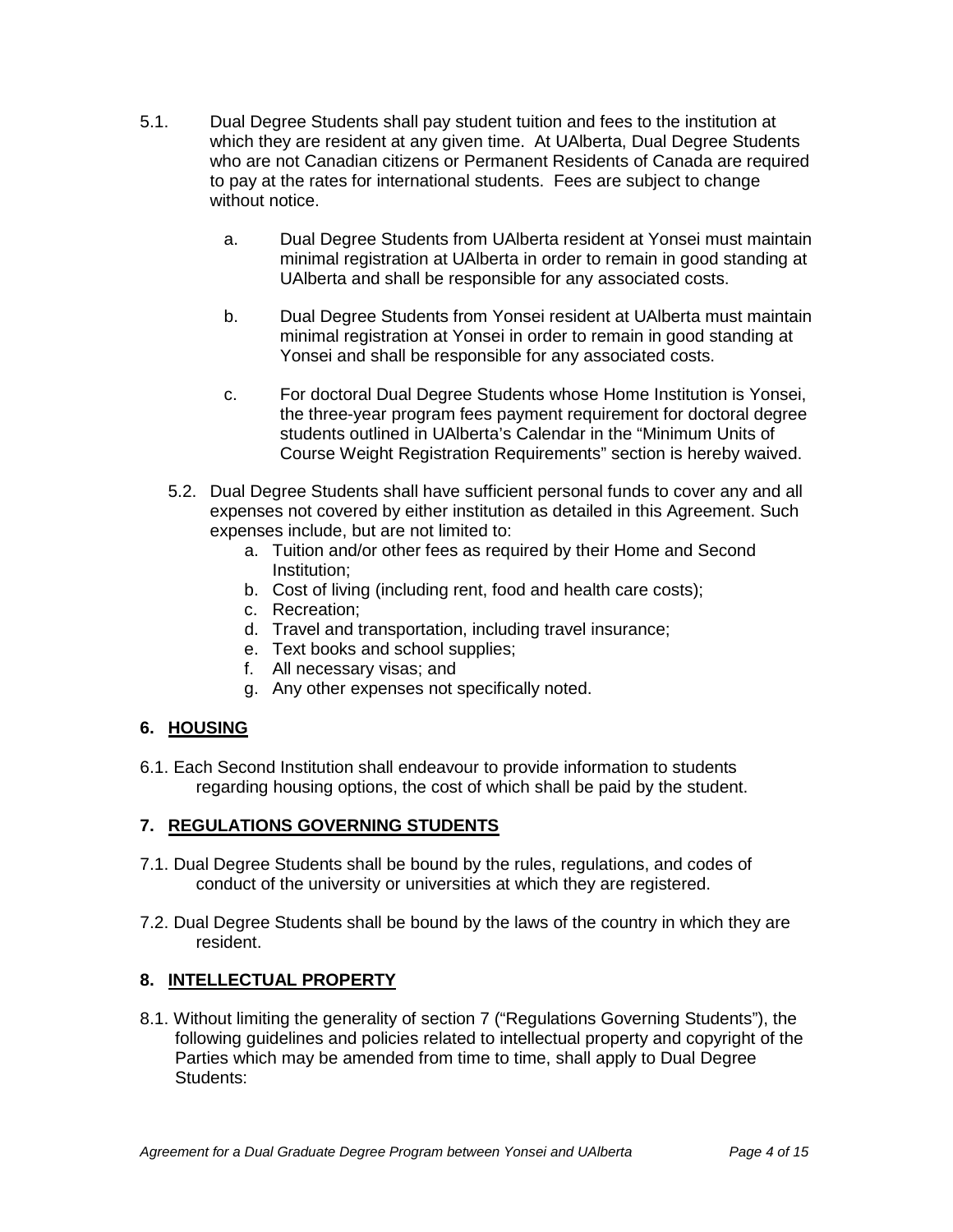5.1. Dual Degree Students shall pay student tuition and fees to the institution at which they are resident at any given time. At UAlberta, Dual Degree Students who are not Canadian citizens or Permanent Residents of Canada are required to pay at the rates for international students. Fees are subject to change without notice.

   a. Dual Degree Students from UAlberta resident at Yonsei must maintain minimal registration at UAlberta in order to remain in good standing at UAlberta and shall be responsible for any associated costs.

   b. Dual Degree Students from Yonsei resident at UAlberta must maintain minimal registration at Yonsei in order to remain in good standing at Yonsei and shall be responsible for any associated costs.

   c. For doctoral Dual Degree Students whose Home Institution is Yonsei, the three-year program fees payment requirement for doctoral degree students outlined in UAlberta's Calendar in the "Minimum Units of Course Weight Registration Requirements" section is hereby waived.

5.2. Dual Degree Students shall have sufficient personal funds to cover any and all expenses not covered by either institution as detailed in this Agreement. Such expenses include, but are not limited to:

   a. Tuition and/or other fees as required by their Home and Second Institution;
   b. Cost of living (including rent, food and health care costs);
   c. Recreation;
   d. Travel and transportation, including travel insurance;
   e. Text books and school supplies;
   f. All necessary visas; and
   g. Any other expenses not specifically noted.

## 6. HOUSING

6.1. Each Second Institution shall endeavour to provide information to students regarding housing options, the cost of which shall be paid by the student.

## 7. REGULATIONS GOVERNING STUDENTS

7.1. Dual Degree Students shall be bound by the rules, regulations, and codes of conduct of the university or universities at which they are registered.

7.2. Dual Degree Students shall be bound by the laws of the country in which they are resident.

## 8. INTELLECTUAL PROPERTY

8.1. Without limiting the generality of section 7 ("Regulations Governing Students"), the following guidelines and policies related to intellectual property and copyright of the Parties which may be amended from time to time, shall apply to Dual Degree Students: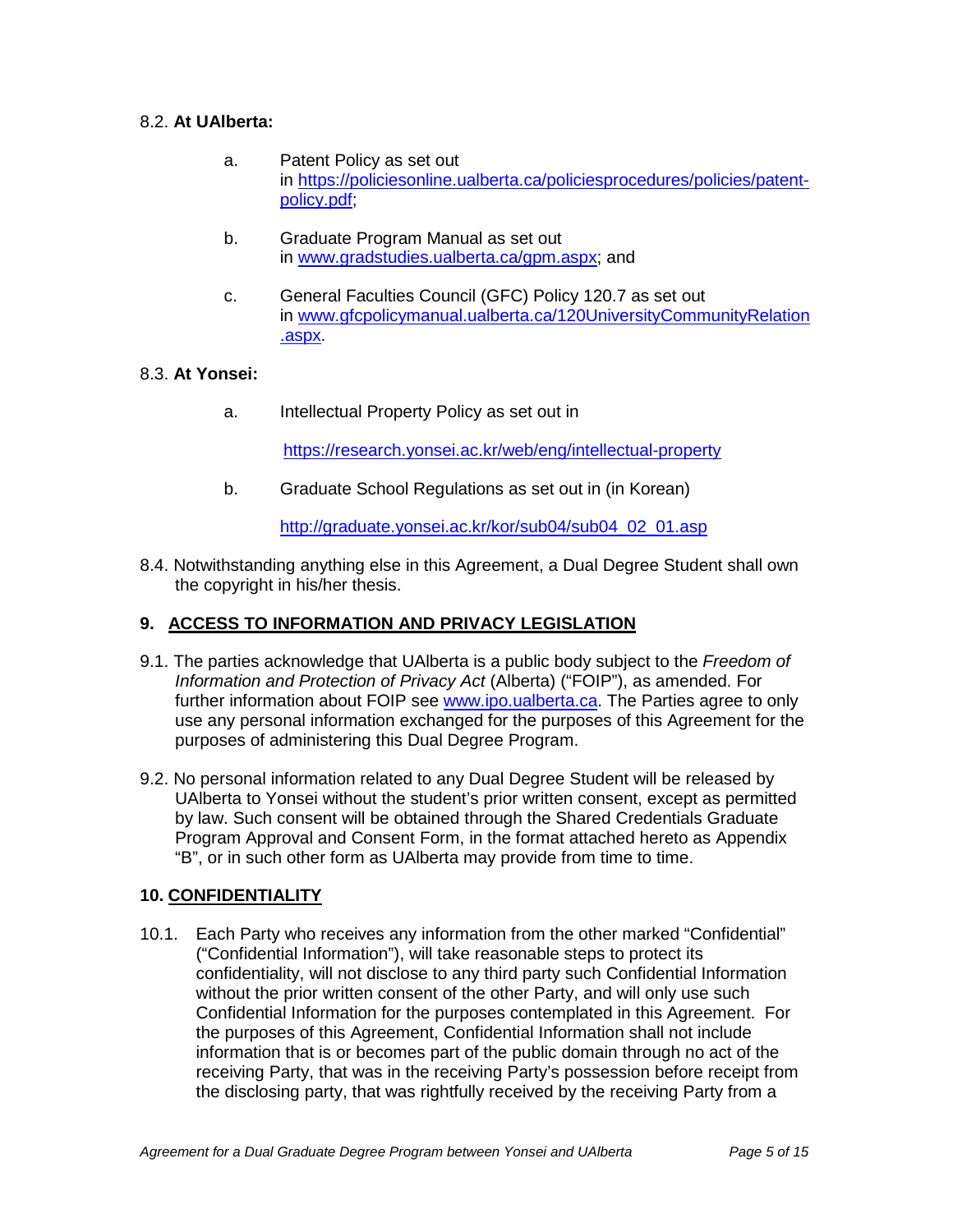8.2. **At UAlberta:**

a. Patent Policy as set out in https://policiesonline.ualberta.ca/policiesprocedures/policies/patent-policy.pdf;

b. Graduate Program Manual as set out in www.gradstudies.ualberta.ca/gpm.aspx; and

c. General Faculties Council (GFC) Policy 120.7 as set out in www.gfcpolicymanual.ualberta.ca/120UniversityCommunityRelation.aspx.

8.3. **At Yonsei:**

a. Intellectual Property Policy as set out in

https://research.yonsei.ac.kr/web/eng/intellectual-property

b. Graduate School Regulations as set out in (in Korean)

http://graduate.yonsei.ac.kr/kor/sub04/sub04_02_01.asp

8.4. Notwithstanding anything else in this Agreement, a Dual Degree Student shall own the copyright in his/her thesis.

## 9. ACCESS TO INFORMATION AND PRIVACY LEGISLATION

9.1. The parties acknowledge that UAlberta is a public body subject to the *Freedom of Information and Protection of Privacy Act* (Alberta) ("FOIP"), as amended. For further information about FOIP see www.ipo.ualberta.ca. The Parties agree to only use any personal information exchanged for the purposes of this Agreement for the purposes of administering this Dual Degree Program.

9.2. No personal information related to any Dual Degree Student will be released by UAlberta to Yonsei without the student's prior written consent, except as permitted by law. Such consent will be obtained through the Shared Credentials Graduate Program Approval and Consent Form, in the format attached hereto as Appendix "B", or in such other form as UAlberta may provide from time to time.

## 10. CONFIDENTIALITY

10.1. Each Party who receives any information from the other marked "Confidential" ("Confidential Information"), will take reasonable steps to protect its confidentiality, will not disclose to any third party such Confidential Information without the prior written consent of the other Party, and will only use such Confidential Information for the purposes contemplated in this Agreement. For the purposes of this Agreement, Confidential Information shall not include information that is or becomes part of the public domain through no act of the receiving Party, that was in the receiving Party's possession before receipt from the disclosing party, that was rightfully received by the receiving Party from a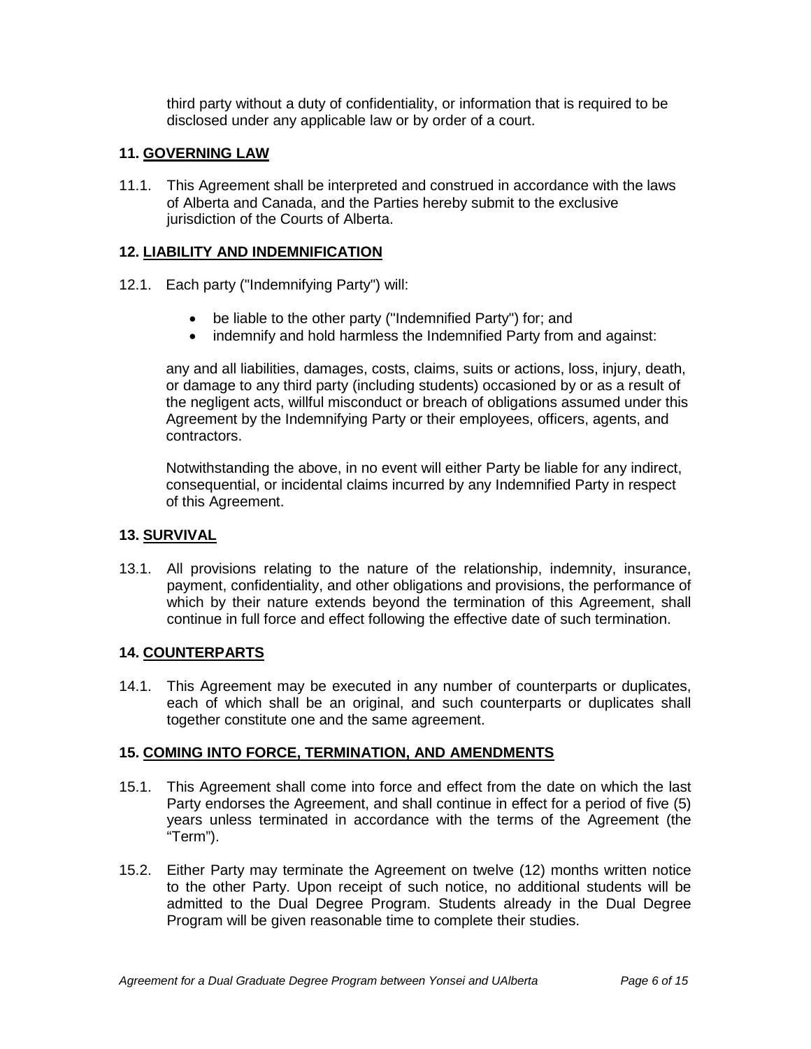third party without a duty of confidentiality, or information that is required to be disclosed under any applicable law or by order of a court.

### 11. GOVERNING LAW

11.1. This Agreement shall be interpreted and construed in accordance with the laws of Alberta and Canada, and the Parties hereby submit to the exclusive jurisdiction of the Courts of Alberta.

### 12. LIABILITY AND INDEMNIFICATION

12.1. Each party ("Indemnifying Party") will:

- be liable to the other party ("Indemnified Party") for; and
- indemnify and hold harmless the Indemnified Party from and against:

any and all liabilities, damages, costs, claims, suits or actions, loss, injury, death, or damage to any third party (including students) occasioned by or as a result of the negligent acts, willful misconduct or breach of obligations assumed under this Agreement by the Indemnifying Party or their employees, officers, agents, and contractors.

Notwithstanding the above, in no event will either Party be liable for any indirect, consequential, or incidental claims incurred by any Indemnified Party in respect of this Agreement.

### 13. SURVIVAL

13.1. All provisions relating to the nature of the relationship, indemnity, insurance, payment, confidentiality, and other obligations and provisions, the performance of which by their nature extends beyond the termination of this Agreement, shall continue in full force and effect following the effective date of such termination.

### 14. COUNTERPARTS

14.1. This Agreement may be executed in any number of counterparts or duplicates, each of which shall be an original, and such counterparts or duplicates shall together constitute one and the same agreement.

### 15. COMING INTO FORCE, TERMINATION, AND AMENDMENTS

15.1. This Agreement shall come into force and effect from the date on which the last Party endorses the Agreement, and shall continue in effect for a period of five (5) years unless terminated in accordance with the terms of the Agreement (the "Term").

15.2. Either Party may terminate the Agreement on twelve (12) months written notice to the other Party. Upon receipt of such notice, no additional students will be admitted to the Dual Degree Program. Students already in the Dual Degree Program will be given reasonable time to complete their studies.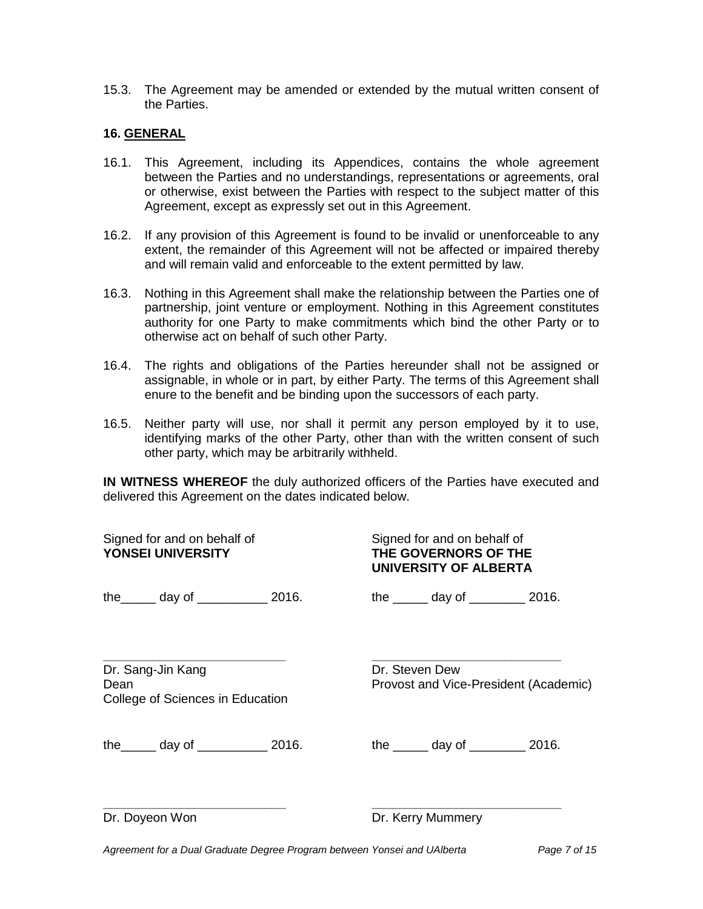15.3. The Agreement may be amended or extended by the mutual written consent of the Parties.

## 16. GENERAL

16.1. This Agreement, including its Appendices, contains the whole agreement between the Parties and no understandings, representations or agreements, oral or otherwise, exist between the Parties with respect to the subject matter of this Agreement, except as expressly set out in this Agreement.

16.2. If any provision of this Agreement is found to be invalid or unenforceable to any extent, the remainder of this Agreement will not be affected or impaired thereby and will remain valid and enforceable to the extent permitted by law.

16.3. Nothing in this Agreement shall make the relationship between the Parties one of partnership, joint venture or employment. Nothing in this Agreement constitutes authority for one Party to make commitments which bind the other Party or to otherwise act on behalf of such other Party.

16.4. The rights and obligations of the Parties hereunder shall not be assigned or assignable, in whole or in part, by either Party. The terms of this Agreement shall enure to the benefit and be binding upon the successors of each party.

16.5. Neither party will use, nor shall it permit any person employed by it to use, identifying marks of the other Party, other than with the written consent of such other party, which may be arbitrarily withheld.

**IN WITNESS WHEREOF** the duly authorized officers of the Parties have executed and delivered this Agreement on the dates indicated below.

Signed for and on behalf of
**YONSEI UNIVERSITY**

the_____ day of __________ 2016.

___________________________
Dr. Sang-Jin Kang
Dean
College of Sciences in Education

the_____ day of __________ 2016.

___________________________
Dr. Doyeon Won

Signed for and on behalf of
**THE GOVERNORS OF THE UNIVERSITY OF ALBERTA**

the _____ day of ________ 2016.

___________________________
Dr. Steven Dew
Provost and Vice-President (Academic)

the _____ day of ________ 2016.

___________________________
Dr. Kerry Mummery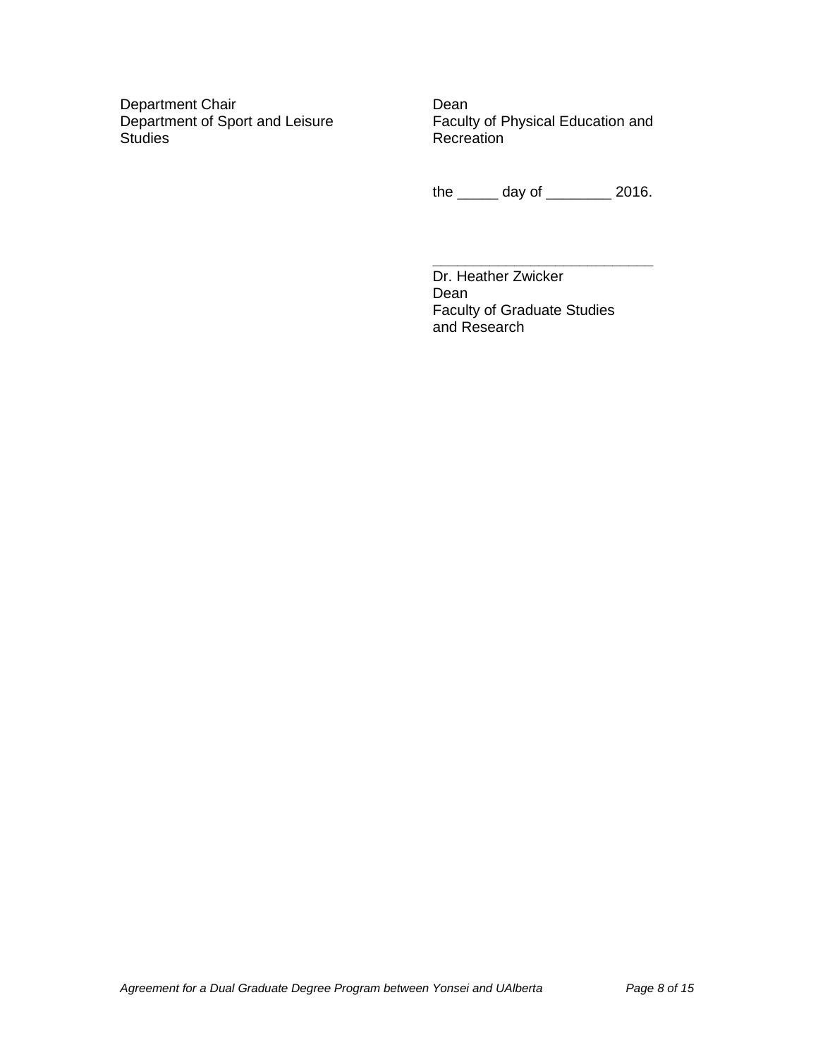Department Chair
Department of Sport and Leisure Studies

Dean
Faculty of Physical Education and Recreation

the _____ day of ________ 2016.

___________________________

Dr. Heather Zwicker
Dean
Faculty of Graduate Studies and Research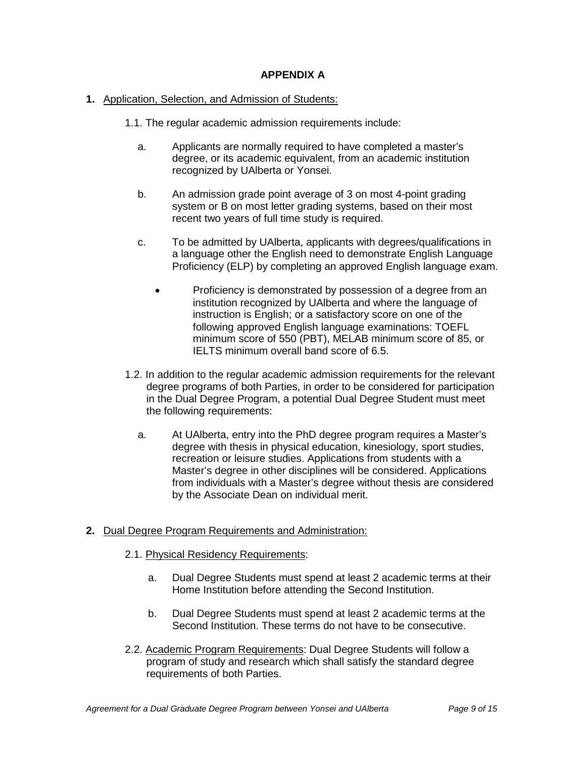# APPENDIX A

**1.** Application, Selection, and Admission of Students:

1.1. The regular academic admission requirements include:

a. Applicants are normally required to have completed a master's degree, or its academic equivalent, from an academic institution recognized by UAlberta or Yonsei.

b. An admission grade point average of 3 on most 4-point grading system or B on most letter grading systems, based on their most recent two years of full time study is required.

c. To be admitted by UAlberta, applicants with degrees/qualifications in a language other the English need to demonstrate English Language Proficiency (ELP) by completing an approved English language exam.

- Proficiency is demonstrated by possession of a degree from an institution recognized by UAlberta and where the language of instruction is English; or a satisfactory score on one of the following approved English language examinations: TOEFL minimum score of 550 (PBT), MELAB minimum score of 85, or IELTS minimum overall band score of 6.5.

1.2. In addition to the regular academic admission requirements for the relevant degree programs of both Parties, in order to be considered for participation in the Dual Degree Program, a potential Dual Degree Student must meet the following requirements:

a. At UAlberta, entry into the PhD degree program requires a Master's degree with thesis in physical education, kinesiology, sport studies, recreation or leisure studies. Applications from students with a Master's degree in other disciplines will be considered. Applications from individuals with a Master's degree without thesis are considered by the Associate Dean on individual merit.

**2.** Dual Degree Program Requirements and Administration:

2.1. Physical Residency Requirements:

a. Dual Degree Students must spend at least 2 academic terms at their Home Institution before attending the Second Institution.

b. Dual Degree Students must spend at least 2 academic terms at the Second Institution. These terms do not have to be consecutive.

2.2. Academic Program Requirements: Dual Degree Students will follow a program of study and research which shall satisfy the standard degree requirements of both Parties.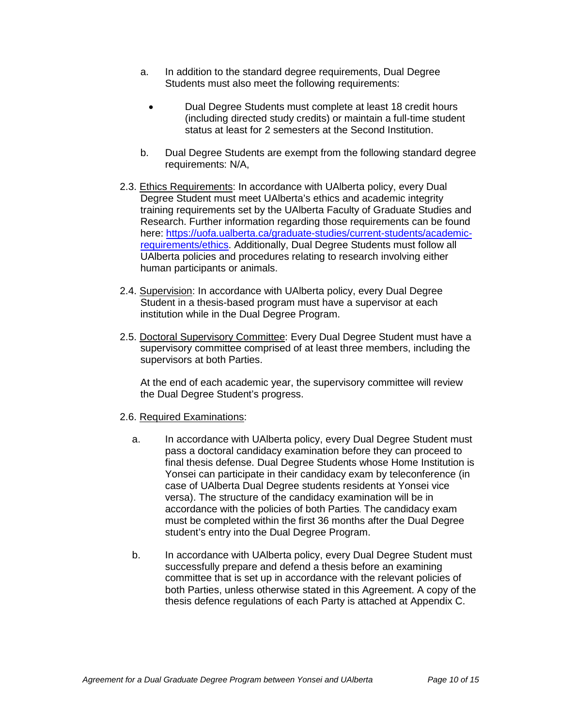a. In addition to the standard degree requirements, Dual Degree Students must also meet the following requirements:

- Dual Degree Students must complete at least 18 credit hours (including directed study credits) or maintain a full-time student status at least for 2 semesters at the Second Institution.

b. Dual Degree Students are exempt from the following standard degree requirements: N/A,

2.3. <u>Ethics Requirements</u>: In accordance with UAlberta policy, every Dual Degree Student must meet UAlberta's ethics and academic integrity training requirements set by the UAlberta Faculty of Graduate Studies and Research. Further information regarding those requirements can be found here: [https://uofa.ualberta.ca/graduate-studies/current-students/academic-requirements/ethics](https://uofa.ualberta.ca/graduate-studies/current-students/academic-requirements/ethics). Additionally, Dual Degree Students must follow all UAlberta policies and procedures relating to research involving either human participants or animals.

2.4. <u>Supervision</u>: In accordance with UAlberta policy, every Dual Degree Student in a thesis-based program must have a supervisor at each institution while in the Dual Degree Program.

2.5. <u>Doctoral Supervisory Committee</u>: Every Dual Degree Student must have a supervisory committee comprised of at least three members, including the supervisors at both Parties.

At the end of each academic year, the supervisory committee will review the Dual Degree Student's progress.

2.6. <u>Required Examinations</u>:

a. In accordance with UAlberta policy, every Dual Degree Student must pass a doctoral candidacy examination before they can proceed to final thesis defense. Dual Degree Students whose Home Institution is Yonsei can participate in their candidacy exam by teleconference (in case of UAlberta Dual Degree students residents at Yonsei vice versa). The structure of the candidacy examination will be in accordance with the policies of both Parties. The candidacy exam must be completed within the first 36 months after the Dual Degree student's entry into the Dual Degree Program.

b. In accordance with UAlberta policy, every Dual Degree Student must successfully prepare and defend a thesis before an examining committee that is set up in accordance with the relevant policies of both Parties, unless otherwise stated in this Agreement. A copy of the thesis defence regulations of each Party is attached at Appendix C.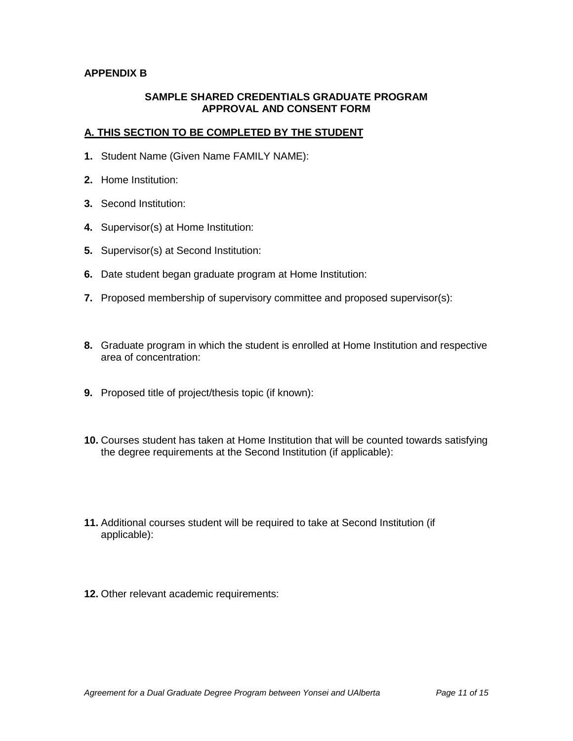**APPENDIX B**

**SAMPLE SHARED CREDENTIALS GRADUATE PROGRAM APPROVAL AND CONSENT FORM**

**A. THIS SECTION TO BE COMPLETED BY THE STUDENT**

**1.** Student Name (Given Name FAMILY NAME):

**2.** Home Institution:

**3.** Second Institution:

**4.** Supervisor(s) at Home Institution:

**5.** Supervisor(s) at Second Institution:

**6.** Date student began graduate program at Home Institution:

**7.** Proposed membership of supervisory committee and proposed supervisor(s):

**8.** Graduate program in which the student is enrolled at Home Institution and respective area of concentration:

**9.** Proposed title of project/thesis topic (if known):

**10.** Courses student has taken at Home Institution that will be counted towards satisfying the degree requirements at the Second Institution (if applicable):

**11.** Additional courses student will be required to take at Second Institution (if applicable):

**12.** Other relevant academic requirements: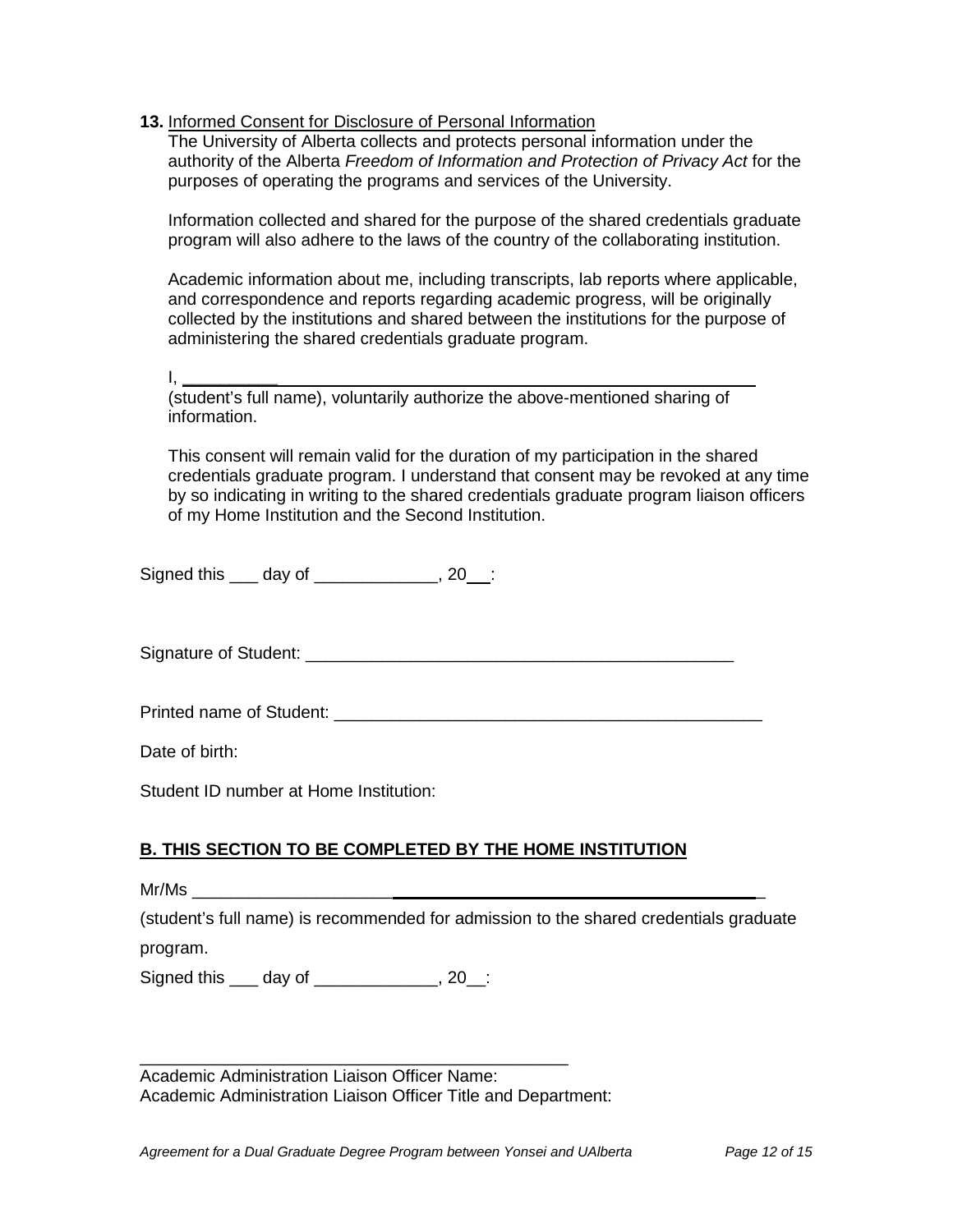**13.** Informed Consent for Disclosure of Personal Information

The University of Alberta collects and protects personal information under the authority of the Alberta *Freedom of Information and Protection of Privacy Act* for the purposes of operating the programs and services of the University.

Information collected and shared for the purpose of the shared credentials graduate program will also adhere to the laws of the country of the collaborating institution.

Academic information about me, including transcripts, lab reports where applicable, and correspondence and reports regarding academic progress, will be originally collected by the institutions and shared between the institutions for the purpose of administering the shared credentials graduate program.

I, ______________________________________________________________ (student's full name), voluntarily authorize the above-mentioned sharing of information.

This consent will remain valid for the duration of my participation in the shared credentials graduate program. I understand that consent may be revoked at any time by so indicating in writing to the shared credentials graduate program liaison officers of my Home Institution and the Second Institution.

Signed this ___ day of _____________, 20__:

Signature of Student: _______________________________________________

Printed name of Student: _____________________________________________

Date of birth:

Student ID number at Home Institution:

**B. THIS SECTION TO BE COMPLETED BY THE HOME INSTITUTION**

Mr/Ms _______________________________________________________________

(student's full name) is recommended for admission to the shared credentials graduate program.

Signed this ___ day of _____________, 20__:

_______________________________________________

Academic Administration Liaison Officer Name:

Academic Administration Liaison Officer Title and Department: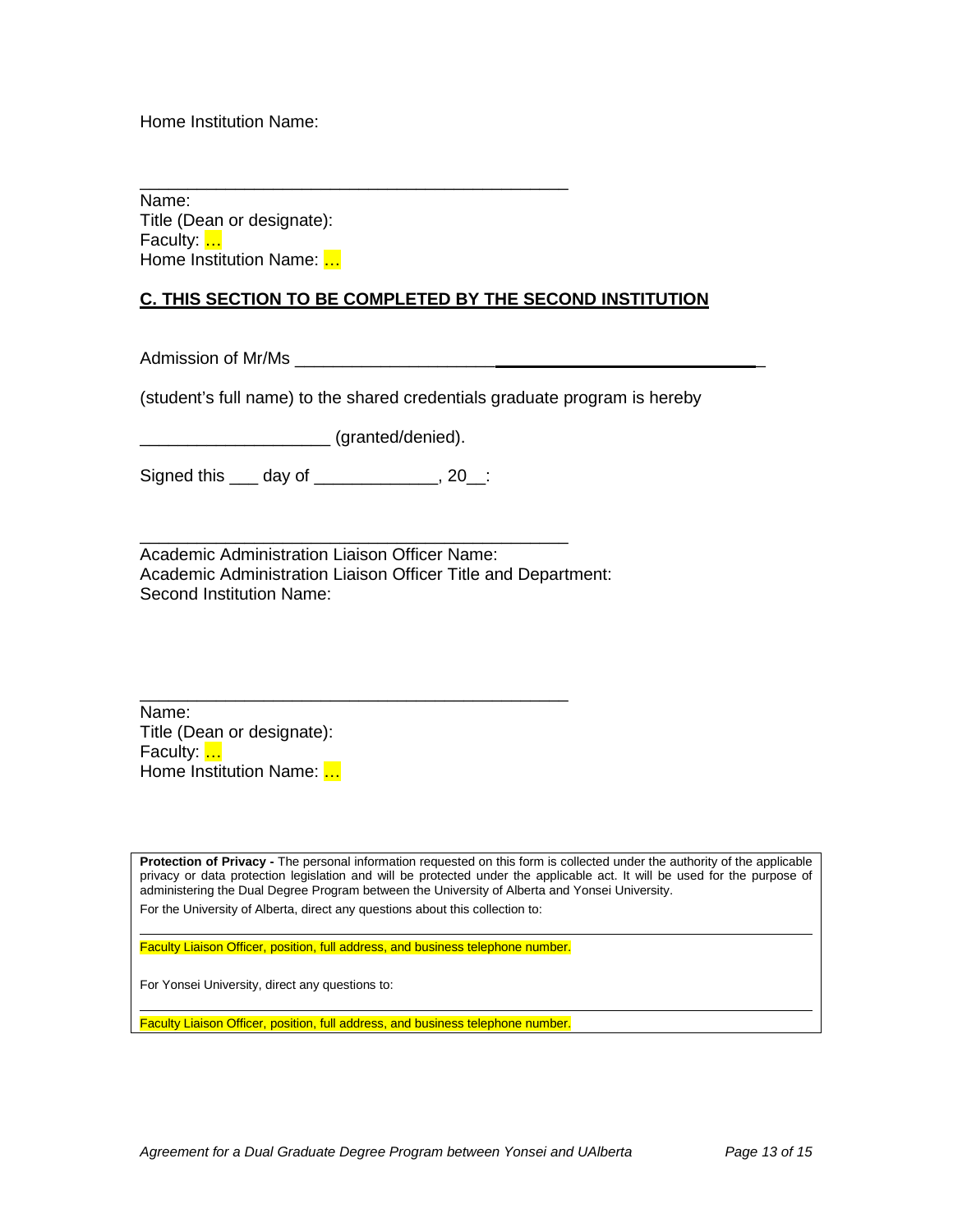Home Institution Name:

\_\_\_\_\_\_\_\_\_\_\_\_\_\_\_\_\_\_\_\_\_\_\_\_\_\_\_\_\_\_\_\_\_\_\_\_\_\_\_\_\_\_\_\_
Name:
Title (Dean or designate):
Faculty: …
Home Institution Name: …

## C. THIS SECTION TO BE COMPLETED BY THE SECOND INSTITUTION

Admission of Mr/Ms \_\_\_\_\_\_\_\_\_\_\_\_\_\_\_\_\_\_\_\_\_\_\_\_\_\_\_\_\_\_\_\_\_\_\_\_\_\_\_\_\_\_\_\_\_\_\_\_\_\_

(student's full name) to the shared credentials graduate program is hereby

\_\_\_\_\_\_\_\_\_\_\_\_\_\_\_\_\_\_\_\_ (granted/denied).

Signed this \_\_\_ day of \_\_\_\_\_\_\_\_\_\_\_\_\_, 20\_\_:

\_\_\_\_\_\_\_\_\_\_\_\_\_\_\_\_\_\_\_\_\_\_\_\_\_\_\_\_\_\_\_\_\_\_\_\_\_\_\_\_\_\_\_\_
Academic Administration Liaison Officer Name:
Academic Administration Liaison Officer Title and Department:
Second Institution Name:

\_\_\_\_\_\_\_\_\_\_\_\_\_\_\_\_\_\_\_\_\_\_\_\_\_\_\_\_\_\_\_\_\_\_\_\_\_\_\_\_\_\_\_\_
Name:
Title (Dean or designate):
Faculty: …
Home Institution Name: …

**Protection of Privacy -** The personal information requested on this form is collected under the authority of the applicable privacy or data protection legislation and will be protected under the applicable act. It will be used for the purpose of administering the Dual Degree Program between the University of Alberta and Yonsei University.

For the University of Alberta, direct any questions about this collection to:

\_\_\_\_\_\_\_\_\_\_\_\_\_\_\_\_\_\_\_\_\_\_\_\_\_\_\_\_\_\_\_\_\_\_\_\_\_\_\_\_\_\_\_\_\_\_\_\_\_\_\_\_\_\_\_\_\_\_\_\_\_\_\_\_\_\_\_\_\_\_
Faculty Liaison Officer, position, full address, and business telephone number.

For Yonsei University, direct any questions to:

\_\_\_\_\_\_\_\_\_\_\_\_\_\_\_\_\_\_\_\_\_\_\_\_\_\_\_\_\_\_\_\_\_\_\_\_\_\_\_\_\_\_\_\_\_\_\_\_\_\_\_\_\_\_\_\_\_\_\_\_\_\_\_\_\_\_\_\_\_\_
Faculty Liaison Officer, position, full address, and business telephone number.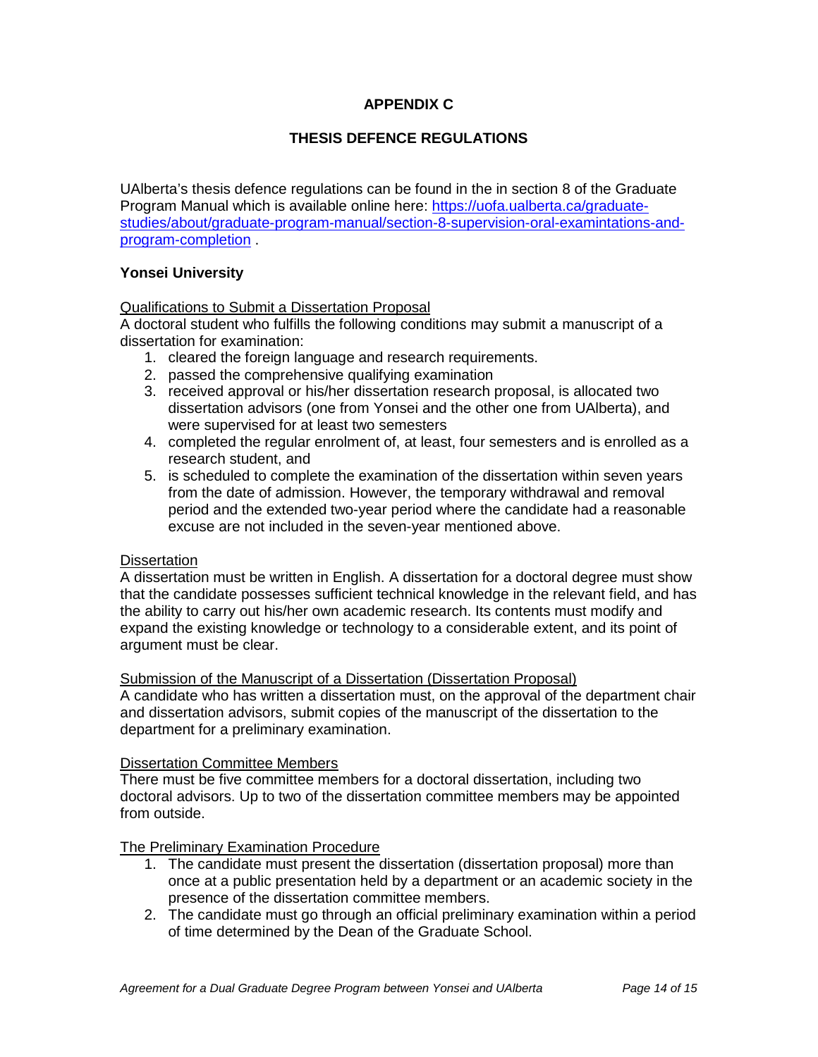# APPENDIX C

## THESIS DEFENCE REGULATIONS

UAlberta's thesis defence regulations can be found in the in section 8 of the Graduate Program Manual which is available online here: [https://uofa.ualberta.ca/graduate-studies/about/graduate-program-manual/section-8-supervision-oral-examintations-and-program-completion](https://uofa.ualberta.ca/graduate-studies/about/graduate-program-manual/section-8-supervision-oral-examintations-and-program-completion) .

### Yonsei University

Qualifications to Submit a Dissertation Proposal

A doctoral student who fulfills the following conditions may submit a manuscript of a dissertation for examination:

1. cleared the foreign language and research requirements.
2. passed the comprehensive qualifying examination
3. received approval or his/her dissertation research proposal, is allocated two dissertation advisors (one from Yonsei and the other one from UAlberta), and were supervised for at least two semesters
4. completed the regular enrolment of, at least, four semesters and is enrolled as a research student, and
5. is scheduled to complete the examination of the dissertation within seven years from the date of admission. However, the temporary withdrawal and removal period and the extended two-year period where the candidate had a reasonable excuse are not included in the seven-year mentioned above.

Dissertation

A dissertation must be written in English. A dissertation for a doctoral degree must show that the candidate possesses sufficient technical knowledge in the relevant field, and has the ability to carry out his/her own academic research. Its contents must modify and expand the existing knowledge or technology to a considerable extent, and its point of argument must be clear.

Submission of the Manuscript of a Dissertation (Dissertation Proposal)

A candidate who has written a dissertation must, on the approval of the department chair and dissertation advisors, submit copies of the manuscript of the dissertation to the department for a preliminary examination.

Dissertation Committee Members

There must be five committee members for a doctoral dissertation, including two doctoral advisors. Up to two of the dissertation committee members may be appointed from outside.

The Preliminary Examination Procedure

1. The candidate must present the dissertation (dissertation proposal) more than once at a public presentation held by a department or an academic society in the presence of the dissertation committee members.
2. The candidate must go through an official preliminary examination within a period of time determined by the Dean of the Graduate School.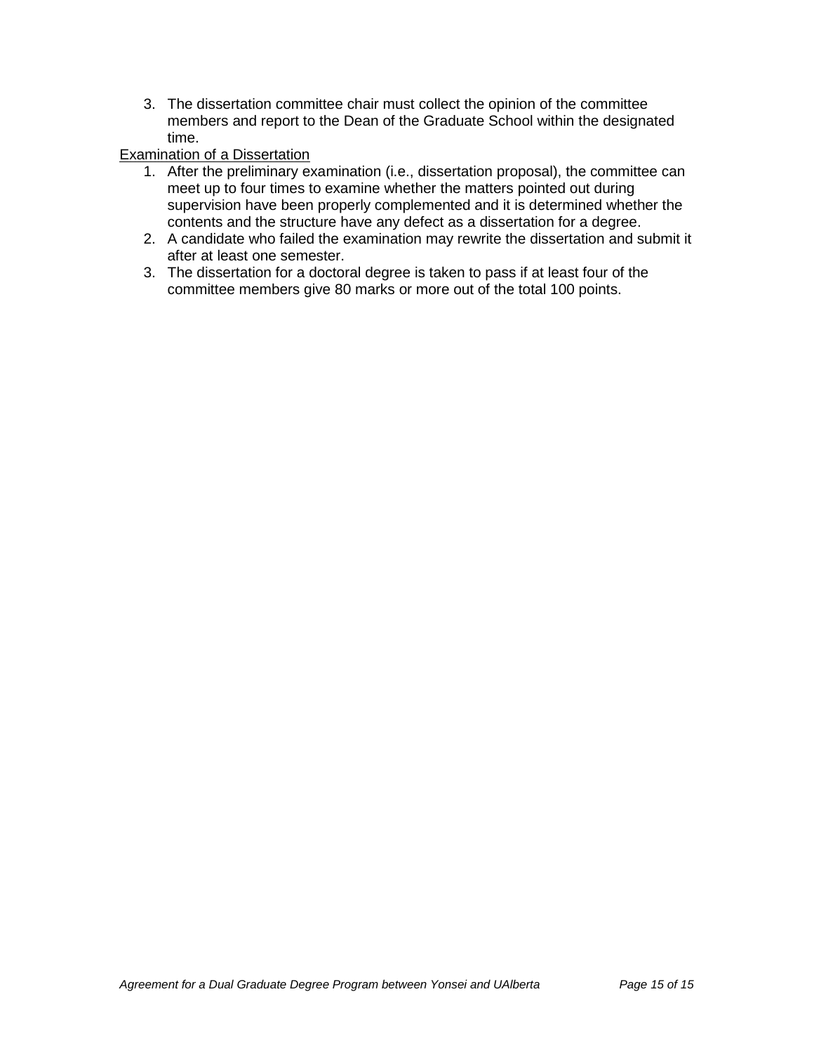3. The dissertation committee chair must collect the opinion of the committee members and report to the Dean of the Graduate School within the designated time.

<u>Examination of a Dissertation</u>

1. After the preliminary examination (i.e., dissertation proposal), the committee can meet up to four times to examine whether the matters pointed out during supervision have been properly complemented and it is determined whether the contents and the structure have any defect as a dissertation for a degree.
2. A candidate who failed the examination may rewrite the dissertation and submit it after at least one semester.
3. The dissertation for a doctoral degree is taken to pass if at least four of the committee members give 80 marks or more out of the total 100 points.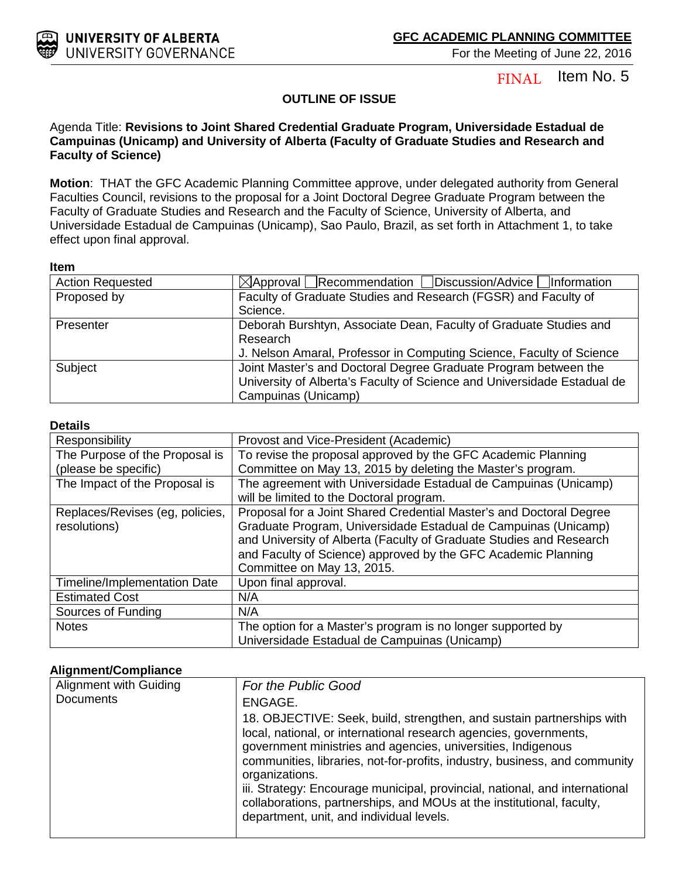UNIVERSITY OF ALBERTA
UNIVERSITY GOVERNANCE

**GFC ACADEMIC PLANNING COMMITTEE**
For the Meeting of June 22, 2016

FINAL Item No. 5

## OUTLINE OF ISSUE

Agenda Title: **Revisions to Joint Shared Credential Graduate Program, Universidade Estadual de Campuinas (Unicamp) and University of Alberta (Faculty of Graduate Studies and Research and Faculty of Science)**

**Motion**: THAT the GFC Academic Planning Committee approve, under delegated authority from General Faculties Council, revisions to the proposal for a Joint Doctoral Degree Graduate Program between the Faculty of Graduate Studies and Research and the Faculty of Science, University of Alberta, and Universidade Estadual de Campuinas (Unicamp), Sao Paulo, Brazil, as set forth in Attachment 1, to take effect upon final approval.

**Item**

| | |
|---|---|
| Action Requested | ☒Approval ☐Recommendation ☐Discussion/Advice ☐Information |
| Proposed by | Faculty of Graduate Studies and Research (FGSR) and Faculty of Science. |
| Presenter | Deborah Burshtyn, Associate Dean, Faculty of Graduate Studies and Research<br>J. Nelson Amaral, Professor in Computing Science, Faculty of Science |
| Subject | Joint Master's and Doctoral Degree Graduate Program between the University of Alberta's Faculty of Science and Universidade Estadual de Campuinas (Unicamp) |

**Details**

| | |
|---|---|
| Responsibility | Provost and Vice-President (Academic) |
| The Purpose of the Proposal is (please be specific) | To revise the proposal approved by the GFC Academic Planning Committee on May 13, 2015 by deleting the Master's program. |
| The Impact of the Proposal is | The agreement with Universidade Estadual de Campuinas (Unicamp) will be limited to the Doctoral program. |
| Replaces/Revises (eg, policies, resolutions) | Proposal for a Joint Shared Credential Master's and Doctoral Degree Graduate Program, Universidade Estadual de Campuinas (Unicamp) and University of Alberta (Faculty of Graduate Studies and Research and Faculty of Science) approved by the GFC Academic Planning Committee on May 13, 2015. |
| Timeline/Implementation Date | Upon final approval. |
| Estimated Cost | N/A |
| Sources of Funding | N/A |
| Notes | The option for a Master's program is no longer supported by Universidade Estadual de Campuinas (Unicamp) |

**Alignment/Compliance**

| | |
|---|---|
| Alignment with Guiding Documents | *For the Public Good*<br>ENGAGE.<br>18. OBJECTIVE: Seek, build, strengthen, and sustain partnerships with local, national, or international research agencies, governments, government ministries and agencies, universities, Indigenous communities, libraries, not-for-profits, industry, business, and community organizations.<br>iii. Strategy: Encourage municipal, provincial, national, and international collaborations, partnerships, and MOUs at the institutional, faculty, department, unit, and individual levels. |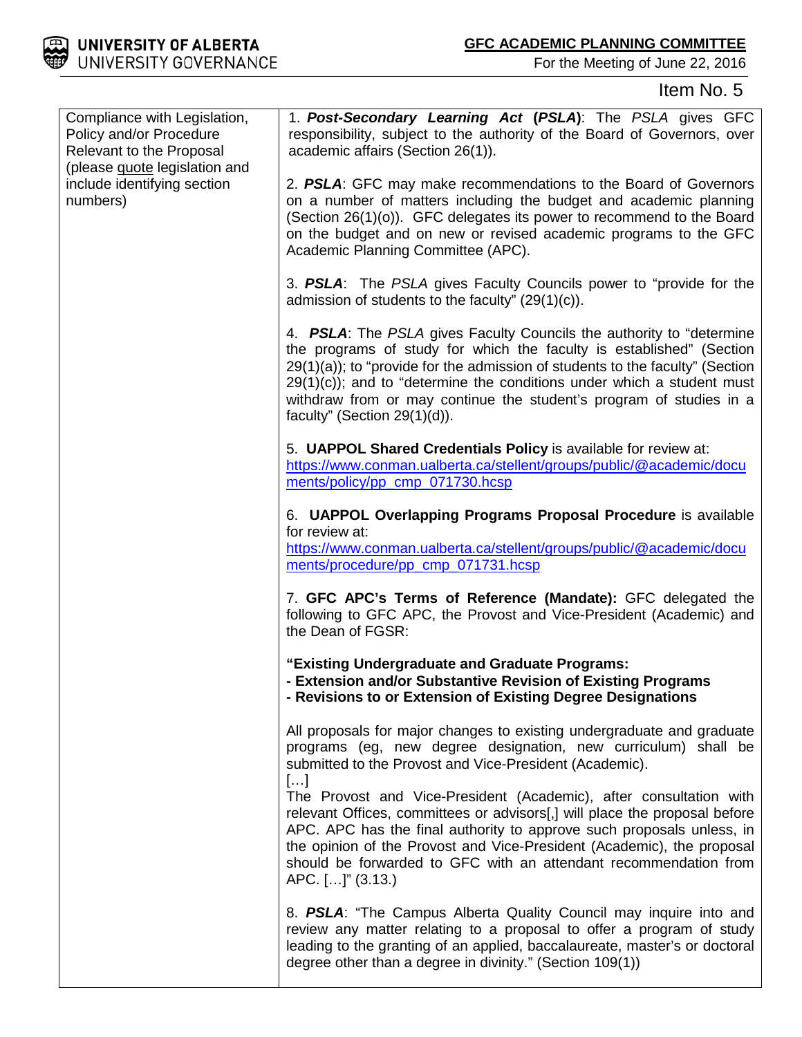Item No. 5

| Compliance with Legislation, Policy and/or Procedure Relevant to the Proposal (please quote legislation and include identifying section numbers) | 1. ***Post-Secondary Learning Act* (*PSLA*)**: The *PSLA* gives GFC responsibility, subject to the authority of the Board of Governors, over academic affairs (Section 26(1)).<br><br>2. ***PSLA***: GFC may make recommendations to the Board of Governors on a number of matters including the budget and academic planning (Section 26(1)(o)). GFC delegates its power to recommend to the Board on the budget and on new or revised academic programs to the GFC Academic Planning Committee (APC).<br><br>3. ***PSLA***: The *PSLA* gives Faculty Councils power to "provide for the admission of students to the faculty" (29(1)(c)).<br><br>4. ***PSLA***: The *PSLA* gives Faculty Councils the authority to "determine the programs of study for which the faculty is established" (Section 29(1)(a)); to "provide for the admission of students to the faculty" (Section 29(1)(c)); and to "determine the conditions under which a student must withdraw from or may continue the student's program of studies in a faculty" (Section 29(1)(d)).<br><br>5. **UAPPOL Shared Credentials Policy** is available for review at: https://www.conman.ualberta.ca/stellent/groups/public/@academic/documents/policy/pp_cmp_071730.hcsp<br><br>6. **UAPPOL Overlapping Programs Proposal Procedure** is available for review at: https://www.conman.ualberta.ca/stellent/groups/public/@academic/documents/procedure/pp_cmp_071731.hcsp<br><br>7. **GFC APC's Terms of Reference (Mandate):** GFC delegated the following to GFC APC, the Provost and Vice-President (Academic) and the Dean of FGSR:<br><br>**"Existing Undergraduate and Graduate Programs:**<br>**- Extension and/or Substantive Revision of Existing Programs**<br>**- Revisions to or Extension of Existing Degree Designations**<br><br>All proposals for major changes to existing undergraduate and graduate programs (eg, new degree designation, new curriculum) shall be submitted to the Provost and Vice-President (Academic).<br>[…]<br>The Provost and Vice-President (Academic), after consultation with relevant Offices, committees or advisors[,] will place the proposal before APC. APC has the final authority to approve such proposals unless, in the opinion of the Provost and Vice-President (Academic), the proposal should be forwarded to GFC with an attendant recommendation from APC. […]" (3.13.)<br><br>8. ***PSLA***: "The Campus Alberta Quality Council may inquire into and review any matter relating to a proposal to offer a program of study leading to the granting of an applied, baccalaureate, master's or doctoral degree other than a degree in divinity." (Section 109(1)) |
|---|---|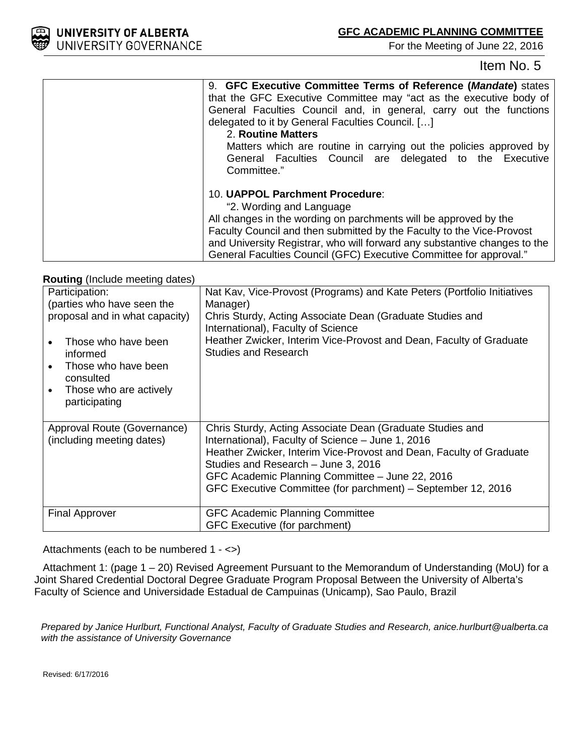Item No. 5

| | 9. **GFC Executive Committee Terms of Reference (*Mandate*)** states that the GFC Executive Committee may "act as the executive body of General Faculties Council and, in general, carry out the functions delegated to it by General Faculties Council. […]<br>2. **Routine Matters**<br>Matters which are routine in carrying out the policies approved by General Faculties Council are delegated to the Executive Committee."<br><br>10. **UAPPOL Parchment Procedure**:<br>"2. Wording and Language<br>All changes in the wording on parchments will be approved by the Faculty Council and then submitted by the Faculty to the Vice-Provost and University Registrar, who will forward any substantive changes to the General Faculties Council (GFC) Executive Committee for approval." |
|---|---|

**Routing** (Include meeting dates)

| | |
|---|---|
| Participation:<br>(parties who have seen the proposal and in what capacity)<br>• Those who have been informed<br>• Those who have been consulted<br>• Those who are actively participating | Nat Kav, Vice-Provost (Programs) and Kate Peters (Portfolio Initiatives Manager)<br>Chris Sturdy, Acting Associate Dean (Graduate Studies and International), Faculty of Science<br>Heather Zwicker, Interim Vice-Provost and Dean, Faculty of Graduate Studies and Research |
| Approval Route (Governance)<br>(including meeting dates) | Chris Sturdy, Acting Associate Dean (Graduate Studies and International), Faculty of Science – June 1, 2016<br>Heather Zwicker, Interim Vice-Provost and Dean, Faculty of Graduate Studies and Research – June 3, 2016<br>GFC Academic Planning Committee – June 22, 2016<br>GFC Executive Committee (for parchment) – September 12, 2016 |
| Final Approver | GFC Academic Planning Committee<br>GFC Executive (for parchment) |

Attachments (each to be numbered 1 - <>)

Attachment 1: (page 1 – 20) Revised Agreement Pursuant to the Memorandum of Understanding (MoU) for a Joint Shared Credential Doctoral Degree Graduate Program Proposal Between the University of Alberta's Faculty of Science and Universidade Estadual de Campuinas (Unicamp), Sao Paulo, Brazil

*Prepared by Janice Hurlburt, Functional Analyst, Faculty of Graduate Studies and Research, anice.hurlburt@ualberta.ca with the assistance of University Governance*

Revised: 6/17/2016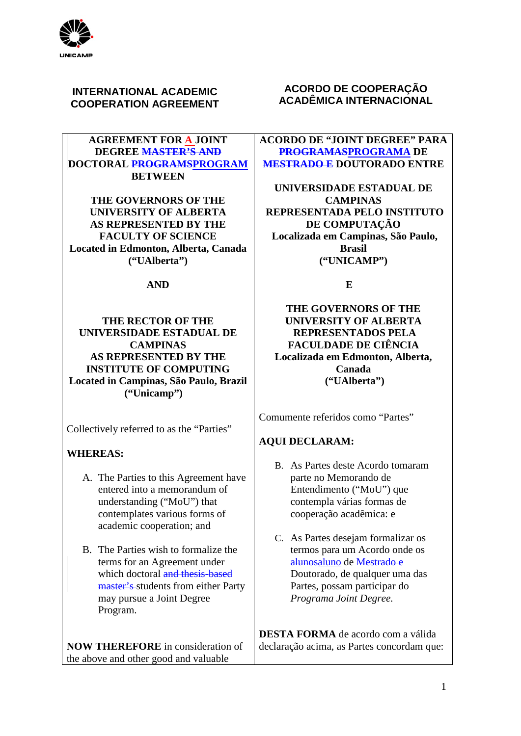UNICAMP

| **INTERNATIONAL ACADEMIC COOPERATION AGREEMENT** | **ACORDO DE COOPERAÇÃO ACADÊMICA INTERNACIONAL** |
|---|---|
| **AGREEMENT FOR A JOINT DEGREE ~~MASTER'S AND~~ DOCTORAL ~~PROGRAMS~~PROGRAM BETWEEN** | **ACORDO DE "JOINT DEGREE" PARA ~~PROGRAMAS~~PROGRAMA DE ~~MESTRADO E~~ DOUTORADO ENTRE** |
| **THE GOVERNORS OF THE UNIVERSITY OF ALBERTA AS REPRESENTED BY THE FACULTY OF SCIENCE Located in Edmonton, Alberta, Canada ("UAlberta")** | **UNIVERSIDADE ESTADUAL DE CAMPINAS REPRESENTADA PELO INSTITUTO DE COMPUTAÇÃO Localizada em Campinas, São Paulo, Brasil ("UNICAMP")** |
| **AND** | **E** |
| **THE RECTOR OF THE UNIVERSIDADE ESTADUAL DE CAMPINAS AS REPRESENTED BY THE INSTITUTE OF COMPUTING Located in Campinas, São Paulo, Brazil ("Unicamp")** | **THE GOVERNORS OF THE UNIVERSITY OF ALBERTA REPRESENTADOS PELA FACULDADE DE CIÊNCIA Localizada em Edmonton, Alberta, Canada ("UAlberta")** |
| Collectively referred to as the "Parties" | Comumente referidos como "Partes" |
| **WHEREAS:** | **AQUI DECLARAM:** |
| A. The Parties to this Agreement have entered into a memorandum of understanding ("MoU") that contemplates various forms of academic cooperation; and | B. As Partes deste Acordo tomaram parte no Memorando de Entendimento ("MoU") que contempla várias formas de cooperação acadêmica: e |
| B. The Parties wish to formalize the terms for an Agreement under which doctoral ~~and thesis-based master's~~ students from either Party may pursue a Joint Degree Program. | C. As Partes desejam formalizar os termos para um Acordo onde os ~~alunos~~aluno de ~~Mestrado e~~ Doutorado, de qualquer uma das Partes, possam participar do *Programa Joint Degree.* |
| **NOW THEREFORE** in consideration of the above and other good and valuable | **DESTA FORMA** de acordo com a válida declaração acima, as Partes concordam que: |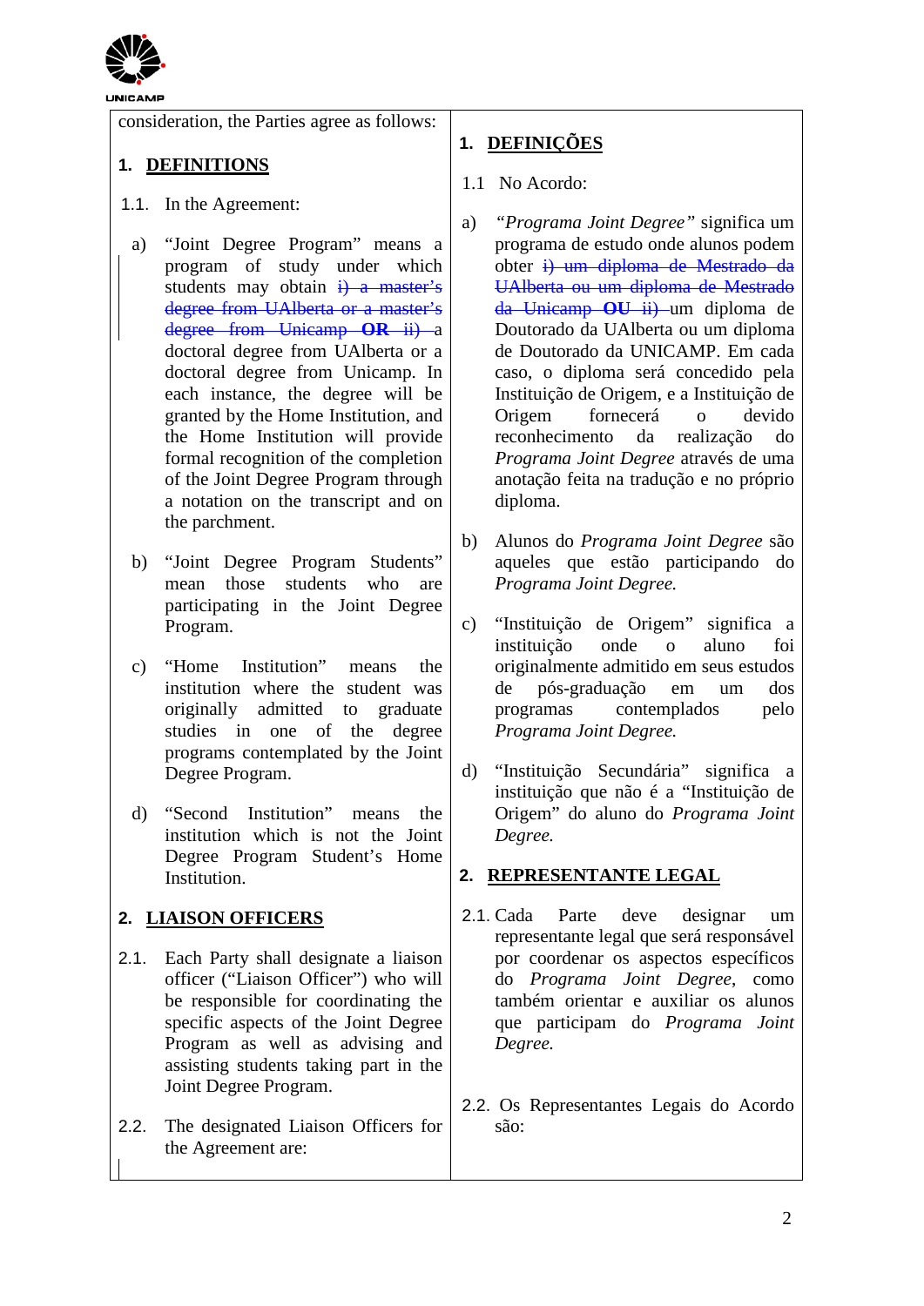UNICAMP

consideration, the Parties agree as follows:

## 1. DEFINITIONS

1.1. In the Agreement:

a) "Joint Degree Program" means a program of study under which students may obtain ~~i) a master's degree from UAlberta or a master's degree from Unicamp **OR** ii)~~ a doctoral degree from UAlberta or a doctoral degree from Unicamp. In each instance, the degree will be granted by the Home Institution, and the Home Institution will provide formal recognition of the completion of the Joint Degree Program through a notation on the transcript and on the parchment.

b) "Joint Degree Program Students" mean those students who are participating in the Joint Degree Program.

c) "Home Institution" means the institution where the student was originally admitted to graduate studies in one of the degree programs contemplated by the Joint Degree Program.

d) "Second Institution" means the institution which is not the Joint Degree Program Student's Home Institution.

## 2. LIAISON OFFICERS

2.1. Each Party shall designate a liaison officer ("Liaison Officer") who will be responsible for coordinating the specific aspects of the Joint Degree Program as well as advising and assisting students taking part in the Joint Degree Program.

2.2. The designated Liaison Officers for the Agreement are:

## 1. DEFINIÇÕES

1.1 No Acordo:

a) *"Programa Joint Degree"* significa um programa de estudo onde alunos podem obter ~~i) um diploma de Mestrado da UAlberta ou um diploma de Mestrado da Unicamp **OU** ii)~~ um diploma de Doutorado da UAlberta ou um diploma de Doutorado da UNICAMP. Em cada caso, o diploma será concedido pela Instituição de Origem, e a Instituição de Origem fornecerá o devido reconhecimento da realização do *Programa Joint Degree* através de uma anotação feita na tradução e no próprio diploma.

b) Alunos do *Programa Joint Degree* são aqueles que estão participando do *Programa Joint Degree.*

c) "Instituição de Origem" significa a instituição onde o aluno foi originalmente admitido em seus estudos de pós-graduação em um dos programas contemplados pelo *Programa Joint Degree.*

d) "Instituição Secundária" significa a instituição que não é a "Instituição de Origem" do aluno do *Programa Joint Degree.*

## 2. REPRESENTANTE LEGAL

2.1. Cada Parte deve designar um representante legal que será responsável por coordenar os aspectos específicos do *Programa Joint Degree*, como também orientar e auxiliar os alunos que participam do *Programa Joint Degree.*

2.2. Os Representantes Legais do Acordo são: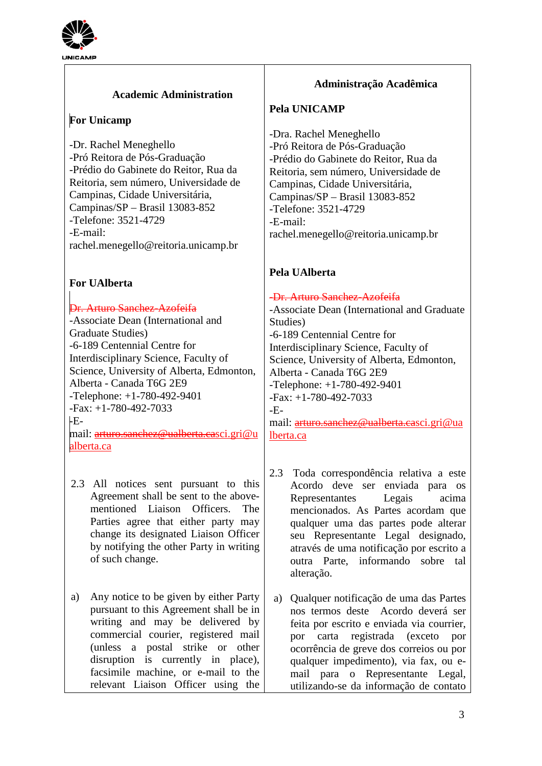UNICAMP

| **Academic Administration** | **Administração Acadêmica** |
|---|---|
| **For Unicamp** | **Pela UNICAMP** |
| -Dr. Rachel Meneghello<br>-Pró Reitora de Pós-Graduação<br>-Prédio do Gabinete do Reitor, Rua da Reitoria, sem número, Universidade de Campinas, Cidade Universitária, Campinas/SP – Brasil 13083-852<br>-Telefone: 3521-4729<br>-E-mail:<br>rachel.menegello@reitoria.unicamp.br | -Dra. Rachel Meneghello<br>-Pró Reitora de Pós-Graduação<br>-Prédio do Gabinete do Reitor, Rua da Reitoria, sem número, Universidade de Campinas, Cidade Universitária, Campinas/SP – Brasil 13083-852<br>-Telefone: 3521-4729<br>-E-mail:<br>rachel.menegello@reitoria.unicamp.br |
| **For UAlberta** | **Pela UAlberta** |
| ~~Dr. Arturo Sanchez-Azofeifa~~<br>-Associate Dean (International and Graduate Studies)<br>-6-189 Centennial Centre for Interdisciplinary Science, Faculty of Science, University of Alberta, Edmonton, Alberta - Canada T6G 2E9<br>-Telephone: +1-780-492-9401<br>-Fax: +1-780-492-7033<br>-E-mail: ~~arturo.sanchez@ualberta.ca~~sci.gri@ualberta.ca | ~~-Dr. Arturo Sanchez-Azofeifa~~<br>-Associate Dean (International and Graduate Studies)<br>-6-189 Centennial Centre for Interdisciplinary Science, Faculty of Science, University of Alberta, Edmonton, Alberta - Canada T6G 2E9<br>-Telephone: +1-780-492-9401<br>-Fax: +1-780-492-7033<br>-E-mail: ~~arturo.sanchez@ualberta.ca~~sci.gri@ualberta.ca |
| 2.3 All notices sent pursuant to this Agreement shall be sent to the above-mentioned Liaison Officers. The Parties agree that either party may change its designated Liaison Officer by notifying the other Party in writing of such change. | 2.3 Toda correspondência relativa a este Acordo deve ser enviada para os Representantes Legais acima mencionados. As Partes acordam que qualquer uma das partes pode alterar seu Representante Legal designado, através de uma notificação por escrito a outra Parte, informando sobre tal alteração. |
| a) Any notice to be given by either Party pursuant to this Agreement shall be in writing and may be delivered by commercial courier, registered mail (unless a postal strike or other disruption is currently in place), facsimile machine, or e-mail to the relevant Liaison Officer using the | a) Qualquer notificação de uma das Partes nos termos deste Acordo deverá ser feita por escrito e enviada via courrier, por carta registrada (exceto por ocorrência de greve dos correios ou por qualquer impedimento), via fax, ou e-mail para o Representante Legal, utilizando-se da informação de contato |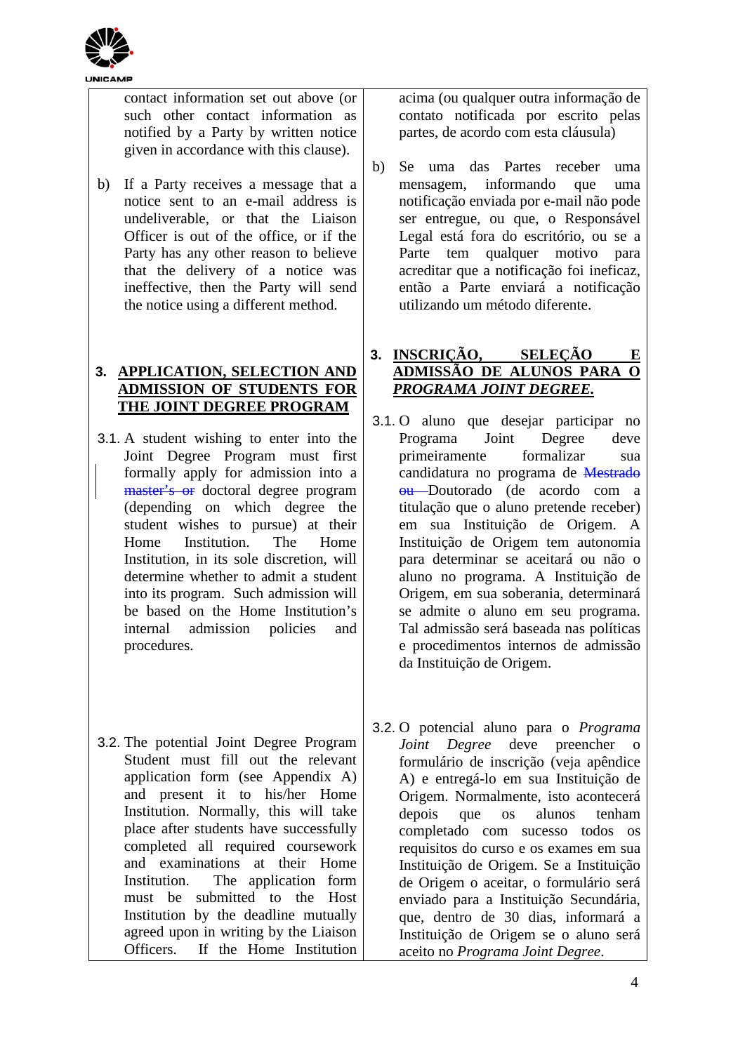| | |
|---|---|
| contact information set out above (or such other contact information as notified by a Party by written notice given in accordance with this clause). | acima (ou qualquer outra informação de contato notificada por escrito pelas partes, de acordo com esta cláusula) |
| b) If a Party receives a message that a notice sent to an e-mail address is undeliverable, or that the Liaison Officer is out of the office, or if the Party has any other reason to believe that the delivery of a notice was ineffective, then the Party will send the notice using a different method. | b) Se uma das Partes receber uma mensagem, informando que uma notificação enviada por e-mail não pode ser entregue, ou que, o Responsável Legal está fora do escritório, ou se a Parte tem qualquer motivo para acreditar que a notificação foi ineficaz, então a Parte enviará a notificação utilizando um método diferente. |
| **3. <u>APPLICATION, SELECTION AND ADMISSION OF STUDENTS FOR THE JOINT DEGREE PROGRAM</u>** | **3. <u>INSCRIÇÃO, SELEÇÃO E ADMISSÃO DE ALUNOS PARA O *PROGRAMA JOINT DEGREE.*</u>** |
| 3.1. A student wishing to enter into the Joint Degree Program must first formally apply for admission into a ~~master's or~~ doctoral degree program (depending on which degree the student wishes to pursue) at their Home Institution. The Home Institution, in its sole discretion, will determine whether to admit a student into its program. Such admission will be based on the Home Institution's internal admission policies and procedures. | 3.1. O aluno que desejar participar no Programa Joint Degree deve primeiramente formalizar sua candidatura no programa de ~~Mestrado ou~~ Doutorado (de acordo com a titulação que o aluno pretende receber) em sua Instituição de Origem. A Instituição de Origem tem autonomia para determinar se aceitará ou não o aluno no programa. A Instituição de Origem, em sua soberania, determinará se admite o aluno em seu programa. Tal admissão será baseada nas políticas e procedimentos internos de admissão da Instituição de Origem. |
| 3.2. The potential Joint Degree Program Student must fill out the relevant application form (see Appendix A) and present it to his/her Home Institution. Normally, this will take place after students have successfully completed all required coursework and examinations at their Home Institution. The application form must be submitted to the Host Institution by the deadline mutually agreed upon in writing by the Liaison Officers. If the Home Institution | 3.2. O potencial aluno para o *Programa Joint Degree* deve preencher o formulário de inscrição (veja apêndice A) e entregá-lo em sua Instituição de Origem. Normalmente, isto acontecerá depois que os alunos tenham completado com sucesso todos os requisitos do curso e os exames em sua Instituição de Origem. Se a Instituição de Origem o aceitar, o formulário será enviado para a Instituição Secundária, que, dentro de 30 dias, informará a Instituição de Origem se o aluno será aceito no *Programa Joint Degree*. |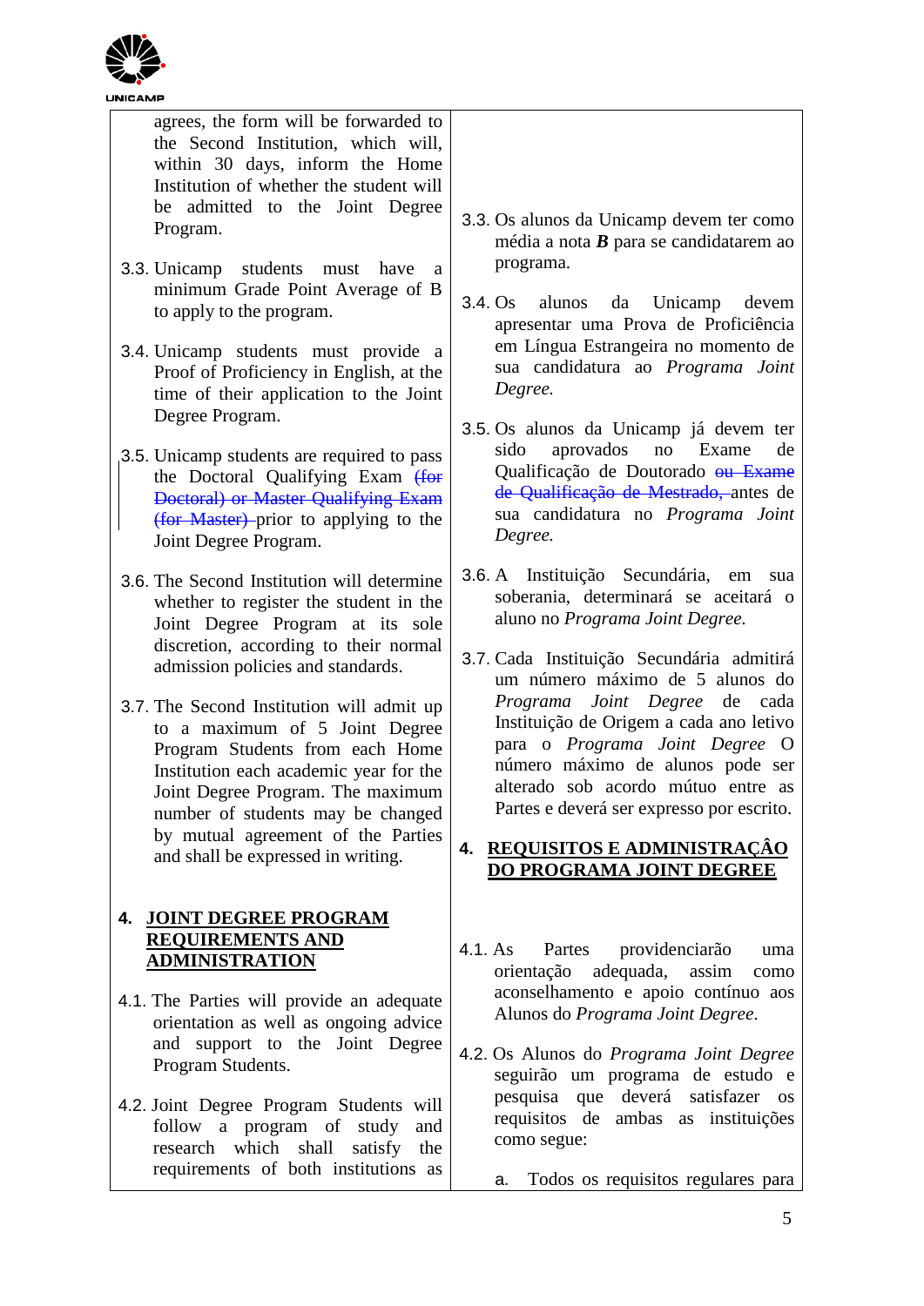agrees, the form will be forwarded to the Second Institution, which will, within 30 days, inform the Home Institution of whether the student will be admitted to the Joint Degree Program.

3.3. Unicamp students must have a minimum Grade Point Average of B to apply to the program.

3.4. Unicamp students must provide a Proof of Proficiency in English, at the time of their application to the Joint Degree Program.

3.5. Unicamp students are required to pass the Doctoral Qualifying Exam ~~(for Doctoral) or Master Qualifying Exam (for Master)~~ prior to applying to the Joint Degree Program.

3.6. The Second Institution will determine whether to register the student in the Joint Degree Program at its sole discretion, according to their normal admission policies and standards.

3.7. The Second Institution will admit up to a maximum of 5 Joint Degree Program Students from each Home Institution each academic year for the Joint Degree Program. The maximum number of students may be changed by mutual agreement of the Parties and shall be expressed in writing.

## 4. JOINT DEGREE PROGRAM REQUIREMENTS AND ADMINISTRATION

4.1. The Parties will provide an adequate orientation as well as ongoing advice and support to the Joint Degree Program Students.

4.2. Joint Degree Program Students will follow a program of study and research which shall satisfy the requirements of both institutions as

---

3.3. Os alunos da Unicamp devem ter como média a nota ***B*** para se candidatarem ao programa.

3.4. Os alunos da Unicamp devem apresentar uma Prova de Proficiência em Língua Estrangeira no momento de sua candidatura ao *Programa Joint Degree.*

3.5. Os alunos da Unicamp já devem ter sido aprovados no Exame de Qualificação de Doutorado ~~ou Exame de Qualificação de Mestrado,~~ antes de sua candidatura no *Programa Joint Degree.*

3.6. A Instituição Secundária, em sua soberania, determinará se aceitará o aluno no *Programa Joint Degree.*

3.7. Cada Instituição Secundária admitirá um número máximo de 5 alunos do *Programa Joint Degree* de cada Instituição de Origem a cada ano letivo para o *Programa Joint Degree* O número máximo de alunos pode ser alterado sob acordo mútuo entre as Partes e deverá ser expresso por escrito.

## 4. REQUISITOS E ADMINISTRAÇÂO DO PROGRAMA JOINT DEGREE

4.1. As Partes providenciarão uma orientação adequada, assim como aconselhamento e apoio contínuo aos Alunos do *Programa Joint Degree.*

4.2. Os Alunos do *Programa Joint Degree* seguirão um programa de estudo e pesquisa que deverá satisfazer os requisitos de ambas as instituições como segue:

a. Todos os requisitos regulares para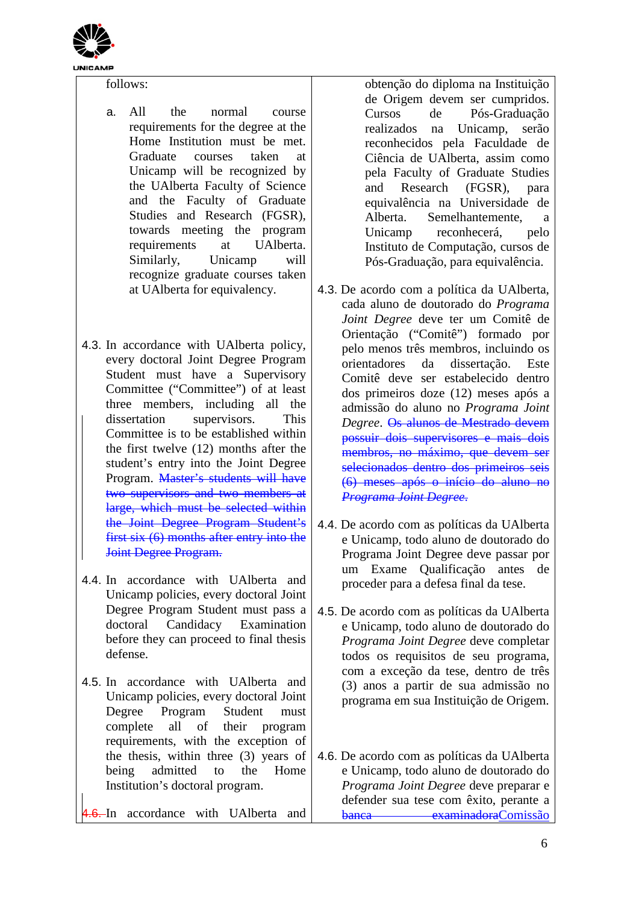| | |
|---|---|
| follows:<br><br>a. All the normal course requirements for the degree at the Home Institution must be met. Graduate courses taken at Unicamp will be recognized by the UAlberta Faculty of Science and the Faculty of Graduate Studies and Research (FGSR), towards meeting the program requirements at UAlberta. Similarly, Unicamp will recognize graduate courses taken at UAlberta for equivalency. | obtenção do diploma na Instituição de Origem devem ser cumpridos. Cursos de Pós-Graduação realizados na Unicamp, serão reconhecidos pela Faculdade de Ciência de UAlberta, assim como pela Faculty of Graduate Studies and Research (FGSR), para equivalência na Universidade de Alberta. Semelhantemente, a Unicamp reconhecerá, pelo Instituto de Computação, cursos de Pós-Graduação, para equivalência. |
| 4.3. In accordance with UAlberta policy, every doctoral Joint Degree Program Student must have a Supervisory Committee ("Committee") of at least three members, including all the dissertation supervisors. This Committee is to be established within the first twelve (12) months after the student's entry into the Joint Degree Program. ~~Master's students will have two supervisors and two members at large, which must be selected within the Joint Degree Program Student's first six (6) months after entry into the Joint Degree Program.~~ | 4.3. De acordo com a política da UAlberta, cada aluno de doutorado do *Programa Joint Degree* deve ter um Comitê de Orientação ("Comitê") formado por pelo menos três membros, incluindo os orientadores da dissertação. Este Comitê deve ser estabelecido dentro dos primeiros doze (12) meses após a admissão do aluno no *Programa Joint Degree*. ~~Os alunos de Mestrado devem possuir dois supervisores e mais dois membros, no máximo, que devem ser selecionados dentro dos primeiros seis (6) meses após o início do aluno no *Programa Joint Degree*.~~ |
| 4.4. In accordance with UAlberta and Unicamp policies, every doctoral Joint Degree Program Student must pass a doctoral Candidacy Examination before they can proceed to final thesis defense. | 4.4. De acordo com as políticas da UAlberta e Unicamp, todo aluno de doutorado do Programa Joint Degree deve passar por um Exame Qualificação antes de proceder para a defesa final da tese. |
| 4.5. In accordance with UAlberta and Unicamp policies, every doctoral Joint Degree Program Student must complete all of their program requirements, with the exception of the thesis, within three (3) years of being admitted to the Home Institution's doctoral program. | 4.5. De acordo com as políticas da UAlberta e Unicamp, todo aluno de doutorado do *Programa Joint Degree* deve completar todos os requisitos de seu programa, com a exceção da tese, dentro de três (3) anos a partir de sua admissão no programa em sua Instituição de Origem. |
| ~~4.6.~~ In accordance with UAlberta and | 4.6. De acordo com as políticas da UAlberta e Unicamp, todo aluno de doutorado do *Programa Joint Degree* deve preparar e defender sua tese com êxito, perante a ~~banca examinadora~~Comissão |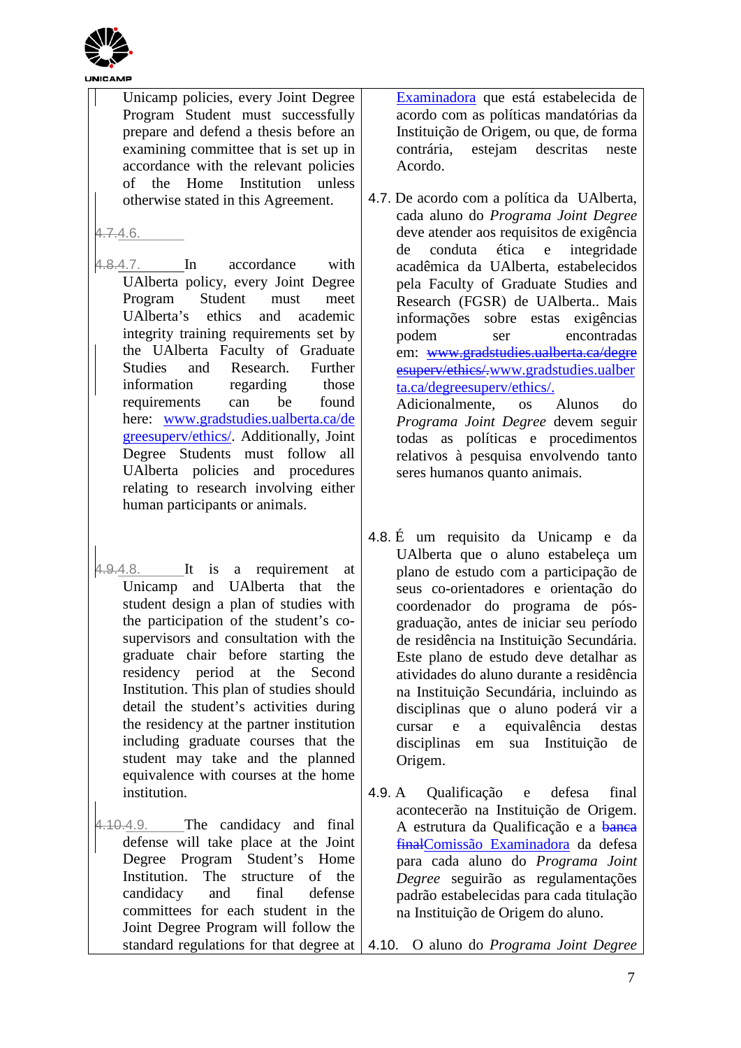| | |
|---|---|
| Unicamp policies, every Joint Degree Program Student must successfully prepare and defend a thesis before an examining committee that is set up in accordance with the relevant policies of the Home Institution unless otherwise stated in this Agreement. | Examinadora que está estabelecida de acordo com as políticas mandatórias da Instituição de Origem, ou que, de forma contrária, estejam descritas neste Acordo. |
| 4.7.4.6. | |
| 4.8.4.7. In accordance with UAlberta policy, every Joint Degree Program Student must meet UAlberta's ethics and academic integrity training requirements set by the UAlberta Faculty of Graduate Studies and Research. Further information regarding those requirements can be found here: www.gradstudies.ualberta.ca/degreesuperv/ethics/. Additionally, Joint Degree Students must follow all UAlberta policies and procedures relating to research involving either human participants or animals. | 4.7. De acordo com a política da UAlberta, cada aluno do *Programa Joint Degree* deve atender aos requisitos de exigência de conduta ética e integridade acadêmica da UAlberta, estabelecidos pela Faculty of Graduate Studies and Research (FGSR) de UAlberta.. Mais informações sobre estas exigências podem ser encontradas em: ~~www.gradstudies.ualberta.ca/degreesuperv/ethics/.~~www.gradstudies.ualberta.ca/degreesuperv/ethics/. Adicionalmente, os Alunos do *Programa Joint Degree* devem seguir todas as políticas e procedimentos relativos à pesquisa envolvendo tanto seres humanos quanto animais. |
| 4.9.4.8. It is a requirement at Unicamp and UAlberta that the student design a plan of studies with the participation of the student's co-supervisors and consultation with the graduate chair before starting the residency period at the Second Institution. This plan of studies should detail the student's activities during the residency at the partner institution including graduate courses that the student may take and the planned equivalence with courses at the home institution. | 4.8. É um requisito da Unicamp e da UAlberta que o aluno estabeleça um plano de estudo com a participação de seus co-orientadores e orientação do coordenador do programa de pós-graduação, antes de iniciar seu período de residência na Instituição Secundária. Este plano de estudo deve detalhar as atividades do aluno durante a residência na Instituição Secundária, incluindo as disciplinas que o aluno poderá vir a cursar e a equivalência destas disciplinas em sua Instituição de Origem. |
| 4.10.4.9. The candidacy and final defense will take place at the Joint Degree Program Student's Home Institution. The structure of the candidacy and final defense committees for each student in the Joint Degree Program will follow the standard regulations for that degree at | 4.9. A Qualificação e defesa final acontecerão na Instituição de Origem. A estrutura da Qualificação e a ~~banca final~~Comissão Examinadora da defesa para cada aluno do *Programa Joint Degree* seguirão as regulamentações padrão estabelecidas para cada titulação na Instituição de Origem do aluno. |
| | 4.10. O aluno do *Programa Joint Degree* |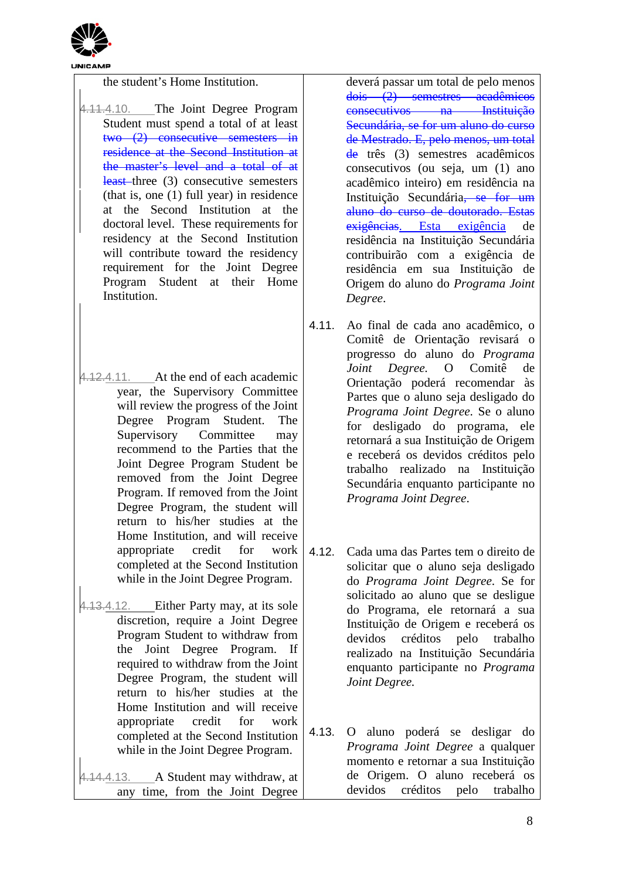| | |
|---|---|
| the student's Home Institution. | deverá passar um total de pelo menos ~~dois (2) semestres acadêmicos consecutivos na Instituição Secundária, se for um aluno do curso de Mestrado. E, pelo menos, um total de~~ três (3) semestres acadêmicos consecutivos (ou seja, um (1) ano acadêmico inteiro) em residência na Instituição Secundária~~, se for um aluno do curso de doutorado. Estas exigências~~. Esta exigência de residência na Instituição Secundária contribuirão com a exigência de residência em sua Instituição de Origem do aluno do *Programa Joint Degree*. |
| ~~4.11.~~4.10. The Joint Degree Program Student must spend a total of at least ~~two (2) consecutive semesters in residence at the Second Institution at the master's level and a total of at least~~ three (3) consecutive semesters (that is, one (1) full year) in residence at the Second Institution at the doctoral level. These requirements for residency at the Second Institution will contribute toward the residency requirement for the Joint Degree Program Student at their Home Institution. | |
| ~~4.12.~~4.11. At the end of each academic year, the Supervisory Committee will review the progress of the Joint Degree Program Student. The Supervisory Committee may recommend to the Parties that the Joint Degree Program Student be removed from the Joint Degree Program. If removed from the Joint Degree Program, the student will return to his/her studies at the Home Institution, and will receive appropriate credit for work completed at the Second Institution while in the Joint Degree Program. | 4.11. Ao final de cada ano acadêmico, o Comitê de Orientação revisará o progresso do aluno do *Programa Joint Degree.* O Comitê de Orientação poderá recomendar às Partes que o aluno seja desligado do *Programa Joint Degree*. Se o aluno for desligado do programa, ele retornará a sua Instituição de Origem e receberá os devidos créditos pelo trabalho realizado na Instituição Secundária enquanto participante no *Programa Joint Degree*. |
| ~~4.13.~~4.12. Either Party may, at its sole discretion, require a Joint Degree Program Student to withdraw from the Joint Degree Program. If required to withdraw from the Joint Degree Program, the student will return to his/her studies at the Home Institution and will receive appropriate credit for work completed at the Second Institution while in the Joint Degree Program. | 4.12. Cada uma das Partes tem o direito de solicitar que o aluno seja desligado do *Programa Joint Degree*. Se for solicitado ao aluno que se desligue do Programa, ele retornará a sua Instituição de Origem e receberá os devidos créditos pelo trabalho realizado na Instituição Secundária enquanto participante no *Programa Joint Degree.* |
| ~~4.14.~~4.13. A Student may withdraw, at any time, from the Joint Degree | 4.13. O aluno poderá se desligar do *Programa Joint Degree* a qualquer momento e retornar a sua Instituição de Origem. O aluno receberá os devidos créditos pelo trabalho |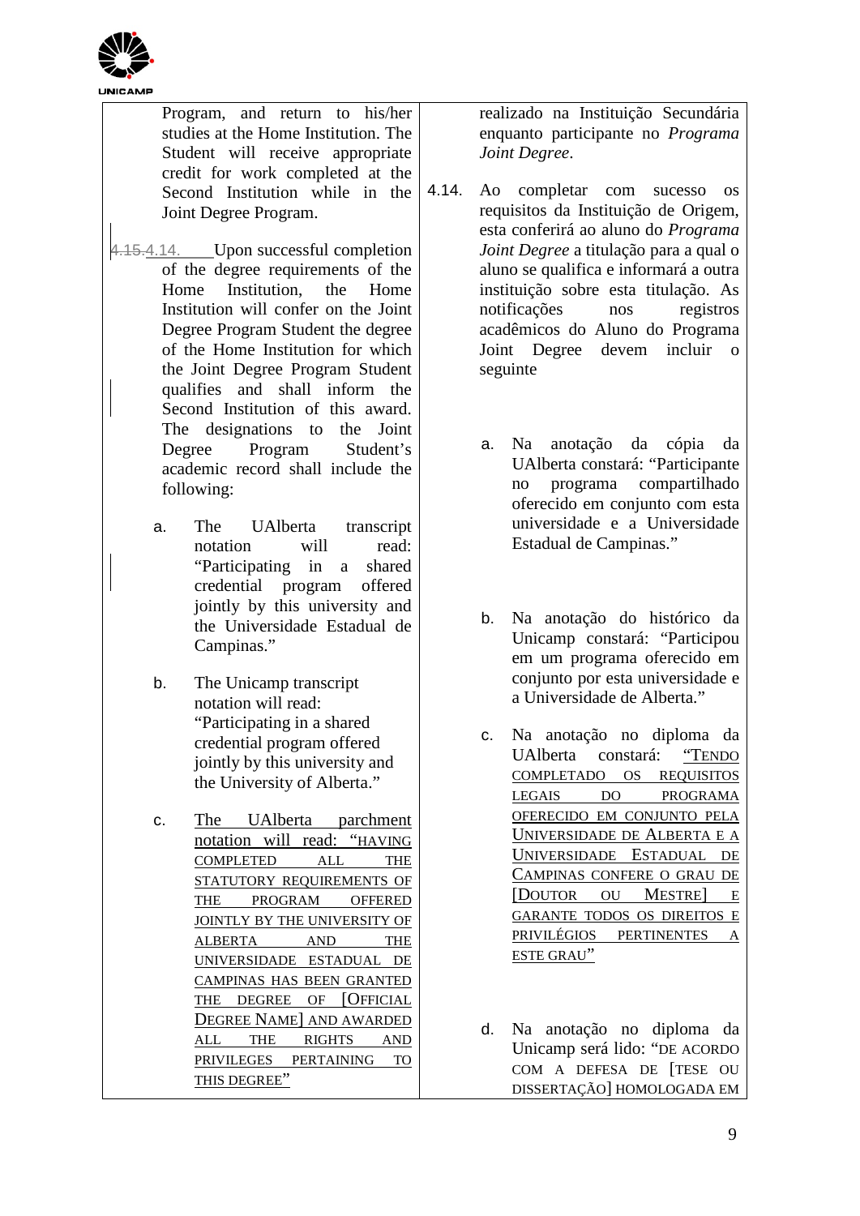| | |
|---|---|
| Program, and return to his/her studies at the Home Institution. The Student will receive appropriate credit for work completed at the Second Institution while in the Joint Degree Program. | realizado na Instituição Secundária enquanto participante no *Programa Joint Degree*. |
| ~~4.15.~~4.14. Upon successful completion of the degree requirements of the Home Institution, the Home Institution will confer on the Joint Degree Program Student the degree of the Home Institution for which the Joint Degree Program Student qualifies and shall inform the Second Institution of this award. The designations to the Joint Degree Program Student's academic record shall include the following: | 4.14. Ao completar com sucesso os requisitos da Instituição de Origem, esta conferirá ao aluno do *Programa Joint Degree* a titulação para a qual o aluno se qualifica e informará a outra instituição sobre esta titulação. As notificações nos registros acadêmicos do Aluno do Programa Joint Degree devem incluir o seguinte |
| a. The UAlberta transcript notation will read: "Participating in a shared credential program offered jointly by this university and the Universidade Estadual de Campinas." | a. Na anotação da cópia da UAlberta constará: "Participante no programa compartilhado oferecido em conjunto com esta universidade e a Universidade Estadual de Campinas." |
| b. The Unicamp transcript notation will read: "Participating in a shared credential program offered jointly by this university and the University of Alberta." | b. Na anotação do histórico da Unicamp constará: "Participou em um programa oferecido em conjunto por esta universidade e a Universidade de Alberta." |
| c. The UAlberta parchment notation will read: "HAVING COMPLETED ALL THE STATUTORY REQUIREMENTS OF THE PROGRAM OFFERED JOINTLY BY THE UNIVERSITY OF ALBERTA AND THE UNIVERSIDADE ESTADUAL DE CAMPINAS HAS BEEN GRANTED THE DEGREE OF [OFFICIAL DEGREE NAME] AND AWARDED ALL THE RIGHTS AND PRIVILEGES PERTAINING TO THIS DEGREE" | c. Na anotação no diploma da UAlberta constará: "TENDO COMPLETADO OS REQUISITOS LEGAIS DO PROGRAMA OFERECIDO EM CONJUNTO PELA UNIVERSIDADE DE ALBERTA E A UNIVERSIDADE ESTADUAL DE CAMPINAS CONFERE O GRAU DE [DOUTOR OU MESTRE] E GARANTE TODOS OS DIREITOS E PRIVILÉGIOS PERTINENTES A ESTE GRAU" |
| | d. Na anotação no diploma da Unicamp será lido: "DE ACORDO COM A DEFESA DE [TESE OU DISSERTAÇÃO] HOMOLOGADA EM |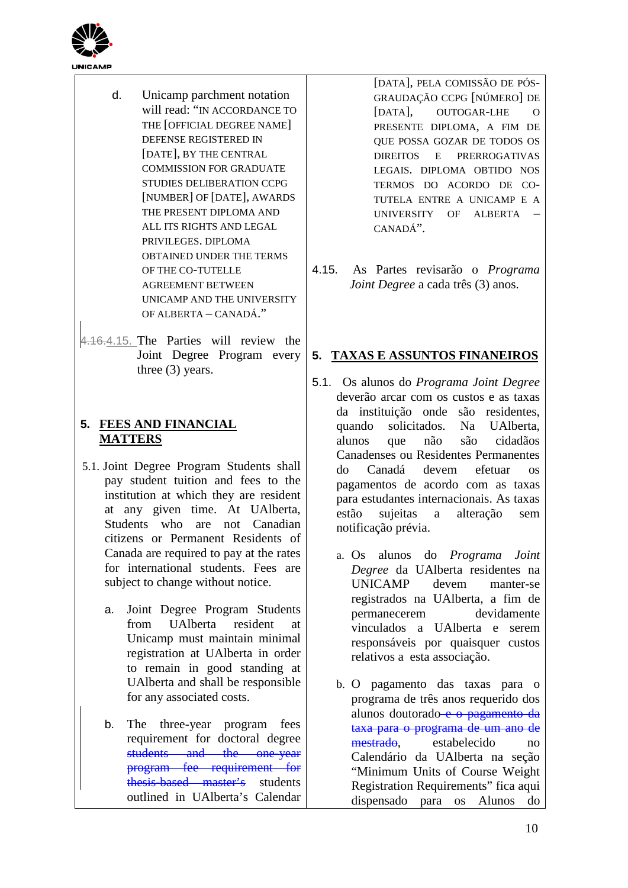d. Unicamp parchment notation will read: "IN ACCORDANCE TO THE [OFFICIAL DEGREE NAME] DEFENSE REGISTERED IN [DATE], BY THE CENTRAL COMMISSION FOR GRADUATE STUDIES DELIBERATION CCPG [NUMBER] OF [DATE], AWARDS THE PRESENT DIPLOMA AND ALL ITS RIGHTS AND LEGAL PRIVILEGES. DIPLOMA OBTAINED UNDER THE TERMS OF THE CO-TUTELLE AGREEMENT BETWEEN UNICAMP AND THE UNIVERSITY OF ALBERTA – CANADÁ."

~~4.16.~~4.15. The Parties will review the Joint Degree Program every three (3) years.

## 5. FEES AND FINANCIAL MATTERS

5.1. Joint Degree Program Students shall pay student tuition and fees to the institution at which they are resident at any given time. At UAlberta, Students who are not Canadian citizens or Permanent Residents of Canada are required to pay at the rates for international students. Fees are subject to change without notice.

a. Joint Degree Program Students from UAlberta resident at Unicamp must maintain minimal registration at UAlberta in order to remain in good standing at UAlberta and shall be responsible for any associated costs.

b. The three-year program fees requirement for doctoral degree ~~students and the one-year program fee requirement for thesis-based master's~~ students outlined in UAlberta's Calendar

[DATA], PELA COMISSÃO DE PÓS-GRADUAÇÃO CCPG [NÚMERO] DE [DATA], OUTOGAR-LHE O PRESENTE DIPLOMA, A FIM DE QUE POSSA GOZAR DE TODOS OS DIREITOS E PRERROGATIVAS LEGAIS. DIPLOMA OBTIDO NOS TERMOS DO ACORDO DE CO-TUTELA ENTRE A UNICAMP E A UNIVERSITY OF ALBERTA – CANADÁ".

4.15. As Partes revisarão o *Programa Joint Degree* a cada três (3) anos.

## 5. TAXAS E ASSUNTOS FINANEIROS

5.1. Os alunos do *Programa Joint Degree* deverão arcar com os custos e as taxas da instituição onde são residentes, quando solicitados. Na UAlberta, alunos que não são cidadãos Canadenses ou Residentes Permanentes do Canadá devem efetuar os pagamentos de acordo com as taxas para estudantes internacionais. As taxas estão sujeitas a alteração sem notificação prévia.

a. Os alunos do *Programa Joint Degree* da UAlberta residentes na UNICAMP devem manter-se registrados na UAlberta, a fim de permanecerem devidamente vinculados a UAlberta e serem responsáveis por quaisquer custos relativos a esta associação.

b. O pagamento das taxas para o programa de três anos requerido dos alunos doutorado~~ e o pagamento da taxa para o programa de um ano de mestrado~~, estabelecido no Calendário da UAlberta na seção "Minimum Units of Course Weight Registration Requirements" fica aqui dispensado para os Alunos do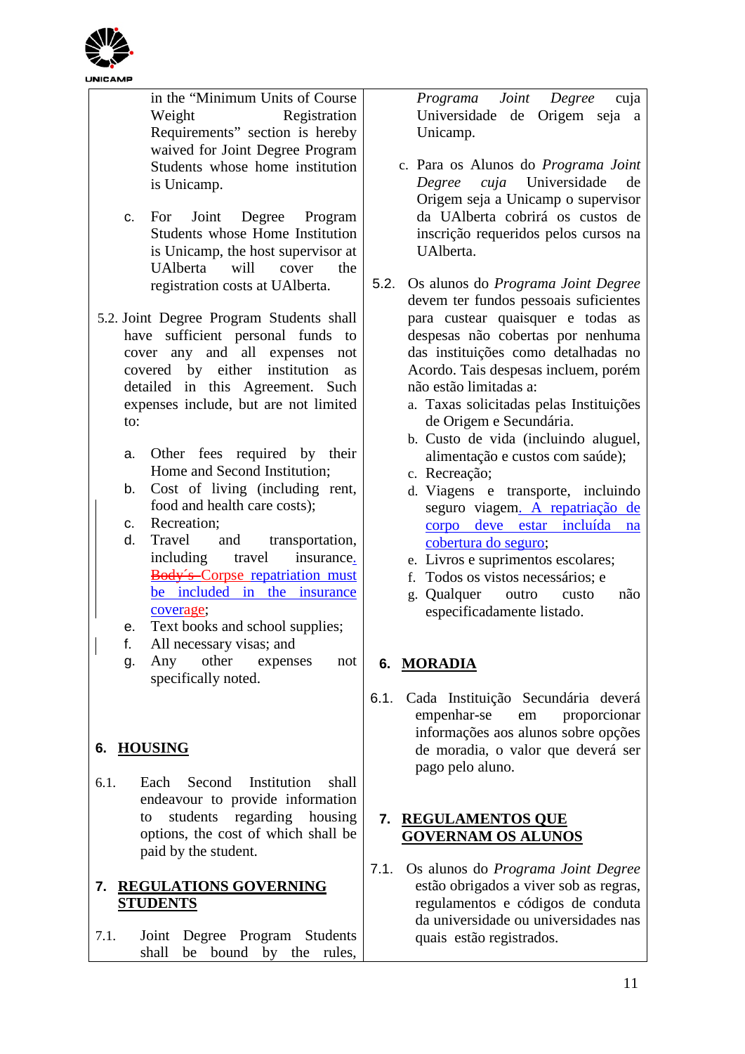in the "Minimum Units of Course Weight Registration Requirements" section is hereby waived for Joint Degree Program Students whose home institution is Unicamp.

c. For Joint Degree Program Students whose Home Institution is Unicamp, the host supervisor at UAlberta will cover the registration costs at UAlberta.

5.2. Joint Degree Program Students shall have sufficient personal funds to cover any and all expenses not covered by either institution as detailed in this Agreement. Such expenses include, but are not limited to:

a. Other fees required by their Home and Second Institution;
b. Cost of living (including rent, food and health care costs);
c. Recreation;
d. Travel and transportation, including travel insurance. ~~Body´s~~ Corpse repatriation must be included in the insurance coverage;
e. Text books and school supplies;
f. All necessary visas; and
g. Any other expenses not specifically noted.

## 6. HOUSING

6.1. Each Second Institution shall endeavour to provide information to students regarding housing options, the cost of which shall be paid by the student.

## 7. REGULATIONS GOVERNING STUDENTS

7.1. Joint Degree Program Students shall be bound by the rules,

*Programa Joint Degree* cuja Universidade de Origem seja a Unicamp.

c. Para os Alunos do *Programa Joint Degree cuja* Universidade de Origem seja a Unicamp o supervisor da UAlberta cobrirá os custos de inscrição requeridos pelos cursos na UAlberta.

5.2. Os alunos do *Programa Joint Degree* devem ter fundos pessoais suficientes para custear quaisquer e todas as despesas não cobertas por nenhuma das instituições como detalhadas no Acordo. Tais despesas incluem, porém não estão limitadas a:

a. Taxas solicitadas pelas Instituições de Origem e Secundária.
b. Custo de vida (incluindo aluguel, alimentação e custos com saúde);
c. Recreação;
d. Viagens e transporte, incluindo seguro viagem. A repatriação de corpo deve estar incluída na cobertura do seguro;
e. Livros e suprimentos escolares;
f. Todos os vistos necessários; e
g. Qualquer outro custo não especificadamente listado.

## 6. MORADIA

6.1. Cada Instituição Secundária deverá empenhar-se em proporcionar informações aos alunos sobre opções de moradia, o valor que deverá ser pago pelo aluno.

## 7. REGULAMENTOS QUE GOVERNAM OS ALUNOS

7.1. Os alunos do *Programa Joint Degree* estão obrigados a viver sob as regras, regulamentos e códigos de conduta da universidade ou universidades nas quais estão registrados.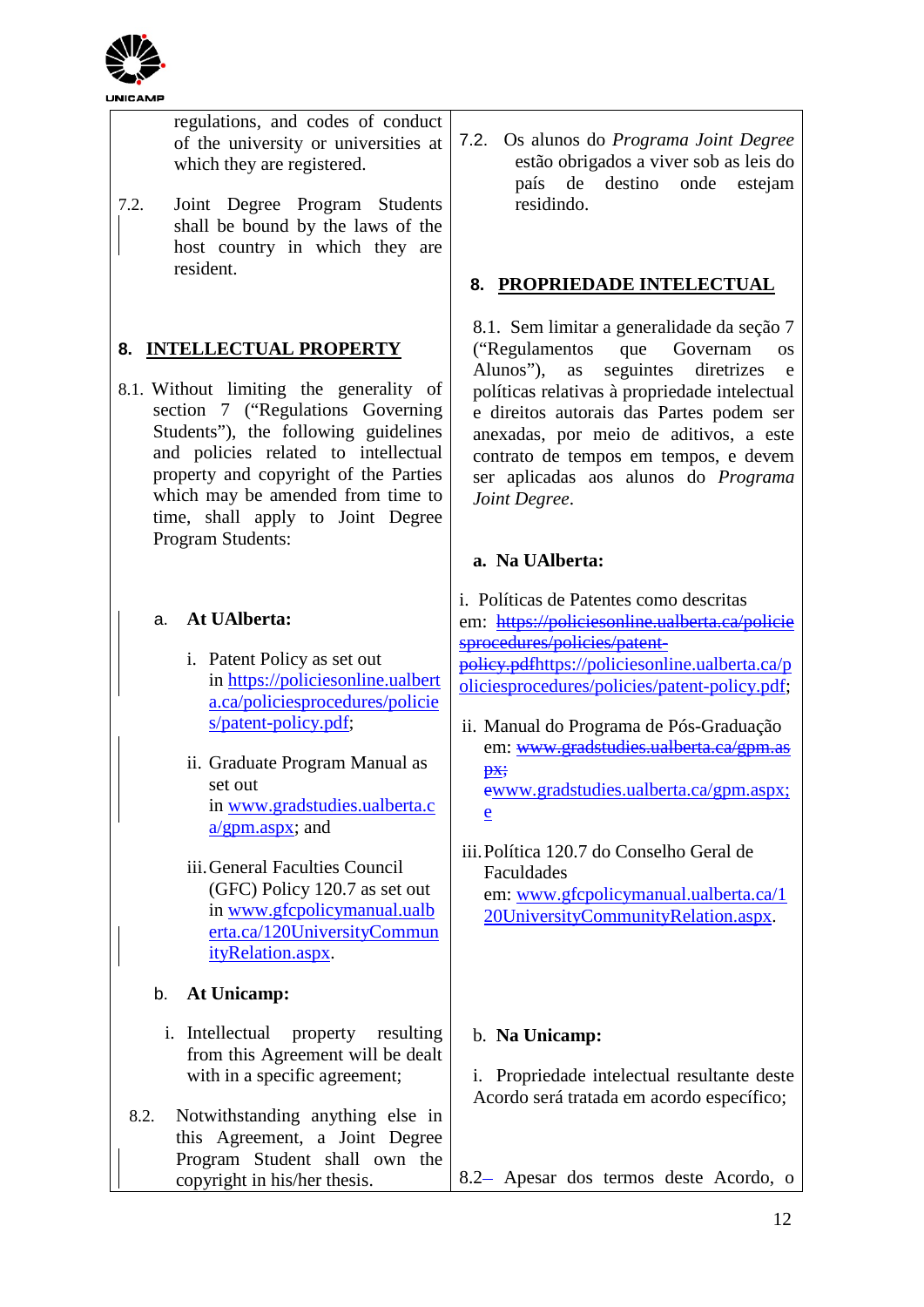| | |
|---|---|
| regulations, and codes of conduct of the university or universities at which they are registered.<br><br>7.2. Joint Degree Program Students shall be bound by the laws of the host country in which they are resident.<br><br>**8. INTELLECTUAL PROPERTY**<br><br>8.1. Without limiting the generality of section 7 ("Regulations Governing Students"), the following guidelines and policies related to intellectual property and copyright of the Parties which may be amended from time to time, shall apply to Joint Degree Program Students:<br><br>a. **At UAlberta:**<br><br>i. Patent Policy as set out in https://policiesonline.ualberta.ca/policiesprocedures/policies/patent-policy.pdf;<br><br>ii. Graduate Program Manual as set out in www.gradstudies.ualberta.ca/gpm.aspx; and<br><br>iii. General Faculties Council (GFC) Policy 120.7 as set out in www.gfcpolicymanual.ualberta.ca/120UniversityCommunityRelation.aspx.<br><br>b. **At Unicamp:**<br><br>i. Intellectual property resulting from this Agreement will be dealt with in a specific agreement;<br><br>8.2. Notwithstanding anything else in this Agreement, a Joint Degree Program Student shall own the copyright in his/her thesis. | 7.2. Os alunos do *Programa Joint Degree* estão obrigados a viver sob as leis do país de destino onde estejam residindo.<br><br>**8. PROPRIEDADE INTELECTUAL**<br><br>8.1. Sem limitar a generalidade da seção 7 ("Regulamentos que Governam os Alunos"), as seguintes diretrizes e políticas relativas à propriedade intelectual e direitos autorais das Partes podem ser anexadas, por meio de aditivos, a este contrato de tempos em tempos, e devem ser aplicadas aos alunos do *Programa Joint Degree*.<br><br>a. **Na UAlberta:**<br><br>i. Políticas de Patentes como descritas em: ~~https://policiesonline.ualberta.ca/policiesprocedures/policies/patent-policy.pdf~~https://policiesonline.ualberta.ca/policiesprocedures/policies/patent-policy.pdf;<br><br>ii. Manual do Programa de Pós-Graduação em: ~~www.gradstudies.ualberta.ca/gpm.aspx;~~ ewww.gradstudies.ualberta.ca/gpm.aspx; e<br><br>iii. Política 120.7 do Conselho Geral de Faculdades em: www.gfcpolicymanual.ualberta.ca/120UniversityCommunityRelation.aspx.<br><br>b. **Na Unicamp:**<br><br>i. Propriedade intelectual resultante deste Acordo será tratada em acordo específico;<br><br>8.2– Apesar dos termos deste Acordo, o |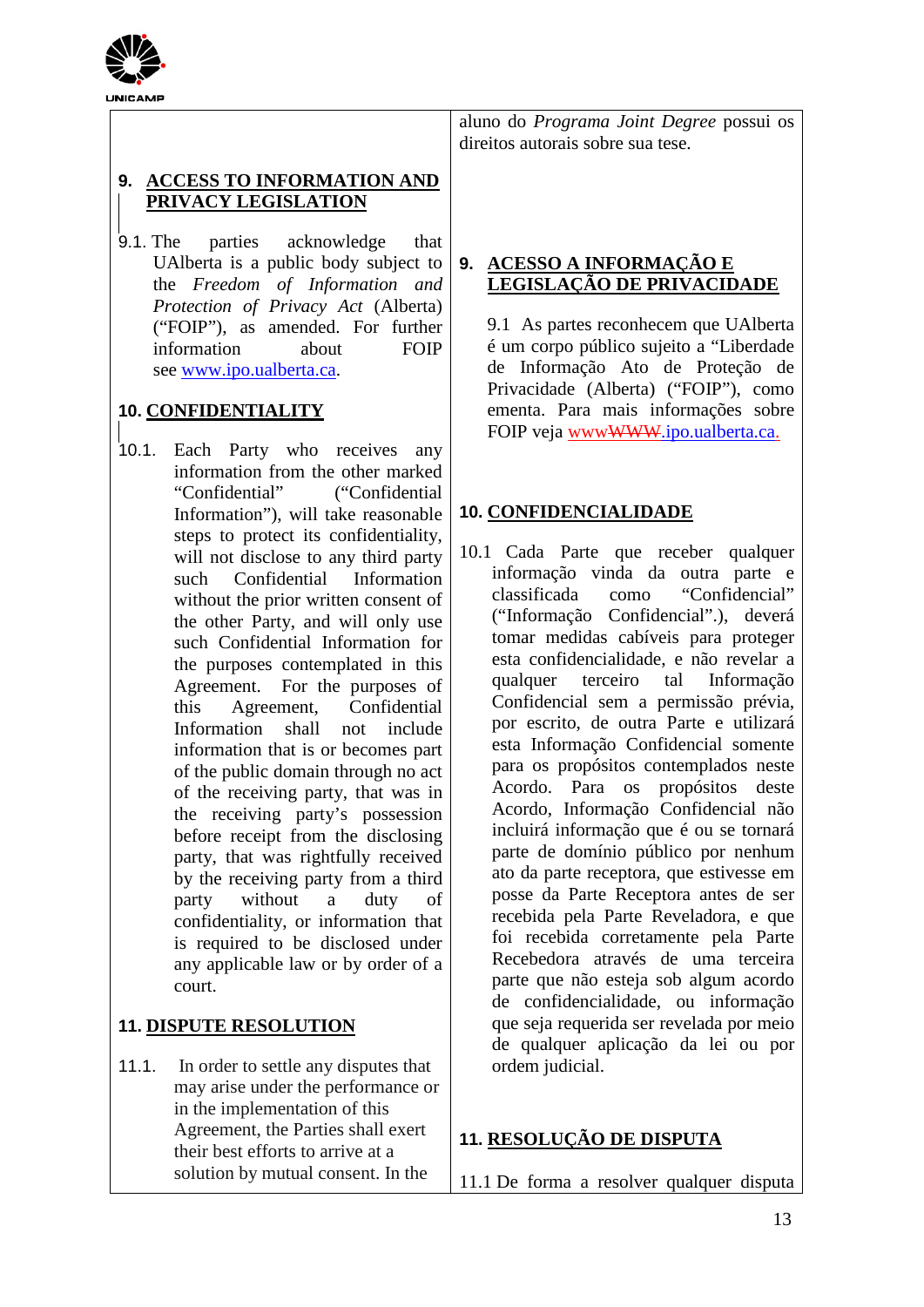aluno do *Programa Joint Degree* possui os direitos autorais sobre sua tese.

## 9. ACCESS TO INFORMATION AND PRIVACY LEGISLATION

9.1. The parties acknowledge that UAlberta is a public body subject to the *Freedom of Information and Protection of Privacy Act* (Alberta) ("FOIP"), as amended. For further information about FOIP see www.ipo.ualberta.ca.

## 10. CONFIDENTIALITY

10.1. Each Party who receives any information from the other marked "Confidential" ("Confidential Information"), will take reasonable steps to protect its confidentiality, will not disclose to any third party such Confidential Information without the prior written consent of the other Party, and will only use such Confidential Information for the purposes contemplated in this Agreement. For the purposes of this Agreement, Confidential Information shall not include information that is or becomes part of the public domain through no act of the receiving party, that was in the receiving party's possession before receipt from the disclosing party, that was rightfully received by the receiving party from a third party without a duty of confidentiality, or information that is required to be disclosed under any applicable law or by order of a court.

## 11. DISPUTE RESOLUTION

11.1. In order to settle any disputes that may arise under the performance or in the implementation of this Agreement, the Parties shall exert their best efforts to arrive at a solution by mutual consent. In the

## 9. ACESSO A INFORMAÇÃO E LEGISLAÇÃO DE PRIVACIDADE

9.1 As partes reconhecem que UAlberta é um corpo público sujeito a "Liberdade de Informação Ato de Proteção de Privacidade (Alberta) ("FOIP"), como ementa. Para mais informações sobre FOIP veja wwwWWW.ipo.ualberta.ca.

## 10. CONFIDENCIALIDADE

10.1 Cada Parte que receber qualquer informação vinda da outra parte e classificada como "Confidencial" ("Informação Confidencial".), deverá tomar medidas cabíveis para proteger esta confidencialidade, e não revelar a qualquer terceiro tal Informação Confidencial sem a permissão prévia, por escrito, de outra Parte e utilizará esta Informação Confidencial somente para os propósitos contemplados neste Acordo. Para os propósitos deste Acordo, Informação Confidencial não incluirá informação que é ou se tornará parte de domínio público por nenhum ato da parte receptora, que estivesse em posse da Parte Receptora antes de ser recebida pela Parte Reveladora, e que foi recebida corretamente pela Parte Recebedora através de uma terceira parte que não esteja sob algum acordo de confidencialidade, ou informação que seja requerida ser revelada por meio de qualquer aplicação da lei ou por ordem judicial.

## 11. RESOLUÇÃO DE DISPUTA

11.1 De forma a resolver qualquer disputa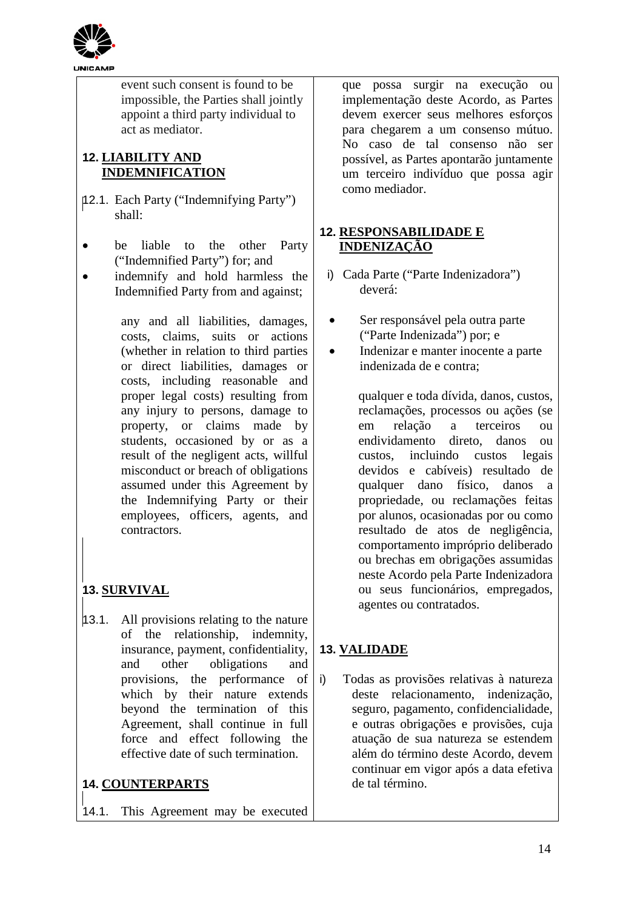event such consent is found to be impossible, the Parties shall jointly appoint a third party individual to act as mediator.

## 12. LIABILITY AND INDEMNIFICATION

12.1. Each Party ("Indemnifying Party") shall:

- be liable to the other Party ("Indemnified Party") for; and
- indemnify and hold harmless the Indemnified Party from and against;

any and all liabilities, damages, costs, claims, suits or actions (whether in relation to third parties or direct liabilities, damages or costs, including reasonable and proper legal costs) resulting from any injury to persons, damage to property, or claims made by students, occasioned by or as a result of the negligent acts, willful misconduct or breach of obligations assumed under this Agreement by the Indemnifying Party or their employees, officers, agents, and contractors.

## 13. SURVIVAL

13.1. All provisions relating to the nature of the relationship, indemnity, insurance, payment, confidentiality, and other obligations and provisions, the performance of which by their nature extends beyond the termination of this Agreement, shall continue in full force and effect following the effective date of such termination.

## 14. COUNTERPARTS

14.1. This Agreement may be executed

que possa surgir na execução ou implementação deste Acordo, as Partes devem exercer seus melhores esforços para chegarem a um consenso mútuo. No caso de tal consenso não ser possível, as Partes apontarão juntamente um terceiro indivíduo que possa agir como mediador.

## 12. RESPONSABILIDADE E INDENIZAÇÃO

i) Cada Parte ("Parte Indenizadora") deverá:

- Ser responsável pela outra parte ("Parte Indenizada") por; e
- Indenizar e manter inocente a parte indenizada de e contra;

qualquer e toda dívida, danos, custos, reclamações, processos ou ações (se em relação a terceiros ou endividamento direto, danos ou custos, incluindo custos legais devidos e cabíveis) resultado de qualquer dano físico, danos a propriedade, ou reclamações feitas por alunos, ocasionadas por ou como resultado de atos de negligência, comportamento impróprio deliberado ou brechas em obrigações assumidas neste Acordo pela Parte Indenizadora ou seus funcionários, empregados, agentes ou contratados.

## 13. VALIDADE

i) Todas as provisões relativas à natureza deste relacionamento, indenização, seguro, pagamento, confidencialidade, e outras obrigações e provisões, cuja atuação de sua natureza se estendem além do término deste Acordo, devem continuar em vigor após a data efetiva de tal término.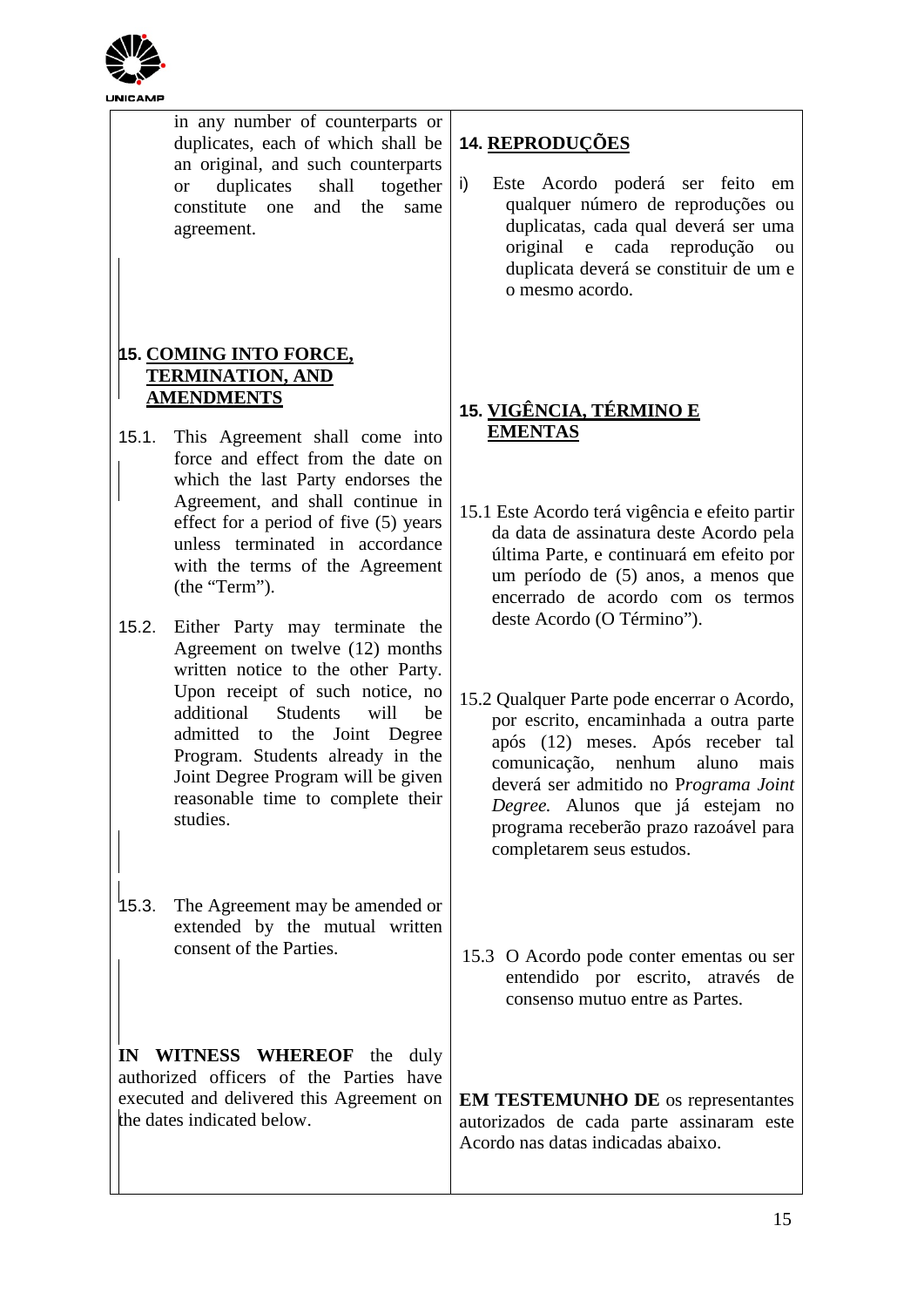in any number of counterparts or duplicates, each of which shall be an original, and such counterparts or duplicates shall together constitute one and the same agreement.

## 14. REPRODUÇÕES

i) Este Acordo poderá ser feito em qualquer número de reproduções ou duplicatas, cada qual deverá ser uma original e cada reprodução ou duplicata deverá se constituir de um e o mesmo acordo.

## 15. COMING INTO FORCE, TERMINATION, AND AMENDMENTS

15.1. This Agreement shall come into force and effect from the date on which the last Party endorses the Agreement, and shall continue in effect for a period of five (5) years unless terminated in accordance with the terms of the Agreement (the "Term").

15.2. Either Party may terminate the Agreement on twelve (12) months written notice to the other Party. Upon receipt of such notice, no additional Students will be admitted to the Joint Degree Program. Students already in the Joint Degree Program will be given reasonable time to complete their studies.

15.3. The Agreement may be amended or extended by the mutual written consent of the Parties.

**IN WITNESS WHEREOF** the duly authorized officers of the Parties have executed and delivered this Agreement on the dates indicated below.

## 15. VIGÊNCIA, TÉRMINO E EMENTAS

15.1 Este Acordo terá vigência e efeito partir da data de assinatura deste Acordo pela última Parte, e continuará em efeito por um período de (5) anos, a menos que encerrado de acordo com os termos deste Acordo (O Término").

15.2 Qualquer Parte pode encerrar o Acordo, por escrito, encaminhada a outra parte após (12) meses. Após receber tal comunicação, nenhum aluno mais deverá ser admitido no P*rograma Joint Degree.* Alunos que já estejam no programa receberão prazo razoável para completarem seus estudos.

15.3 O Acordo pode conter ementas ou ser entendido por escrito, através de consenso mutuo entre as Partes.

**EM TESTEMUNHO DE** os representantes autorizados de cada parte assinaram este Acordo nas datas indicadas abaixo.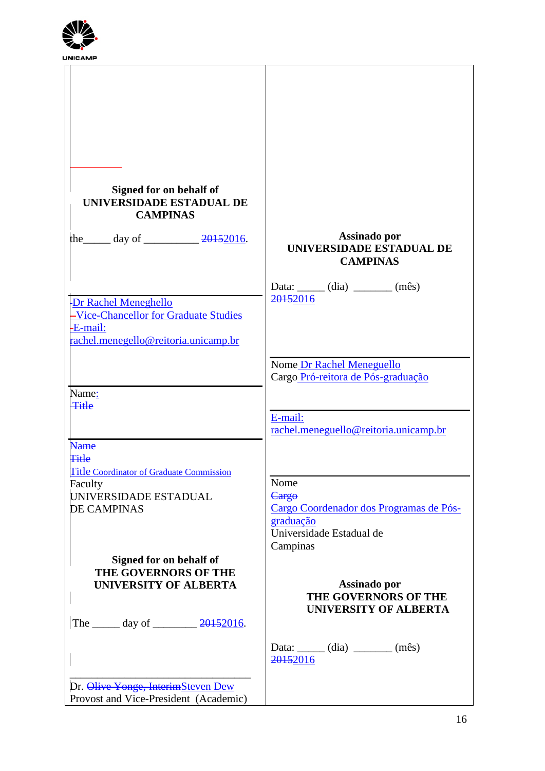UNICAMP

| | |
|---|---|
| **Signed for on behalf of UNIVERSIDADE ESTADUAL DE CAMPINAS**<br><br>the_____ day of __________ 20152016.<br><br>Dr Rachel Meneghello<br>Vice-Chancellor for Graduate Studies<br>E-mail:<br>rachel.menegello@reitoria.unicamp.br<br><br>Name:<br>Title<br><br>Name<br>Title<br>Title Coordinator of Graduate Commission<br>Faculty<br>UNIVERSIDADE ESTADUAL DE CAMPINAS | **Assinado por UNIVERSIDADE ESTADUAL DE CAMPINAS**<br><br>Data: _____ (dia) _______ (mês) 20152016<br><br>Nome Dr Rachel Meneguello<br>Cargo Pró-reitora de Pós-graduação<br><br>E-mail:<br>rachel.meneguello@reitoria.unicamp.br<br><br>Nome<br>Cargo<br>Cargo Coordenador dos Programas de Pós-graduação<br>Universidade Estadual de Campinas |
| **Signed for on behalf of THE GOVERNORS OF THE UNIVERSITY OF ALBERTA**<br><br>The _____ day of ________ 20152016.<br><br>___________________________________<br>Dr. Olive Yonge, InterimSteven Dew<br>Provost and Vice-President (Academic) | **Assinado por THE GOVERNORS OF THE UNIVERSITY OF ALBERTA**<br><br>Data: _____ (dia) _______ (mês) 20152016 |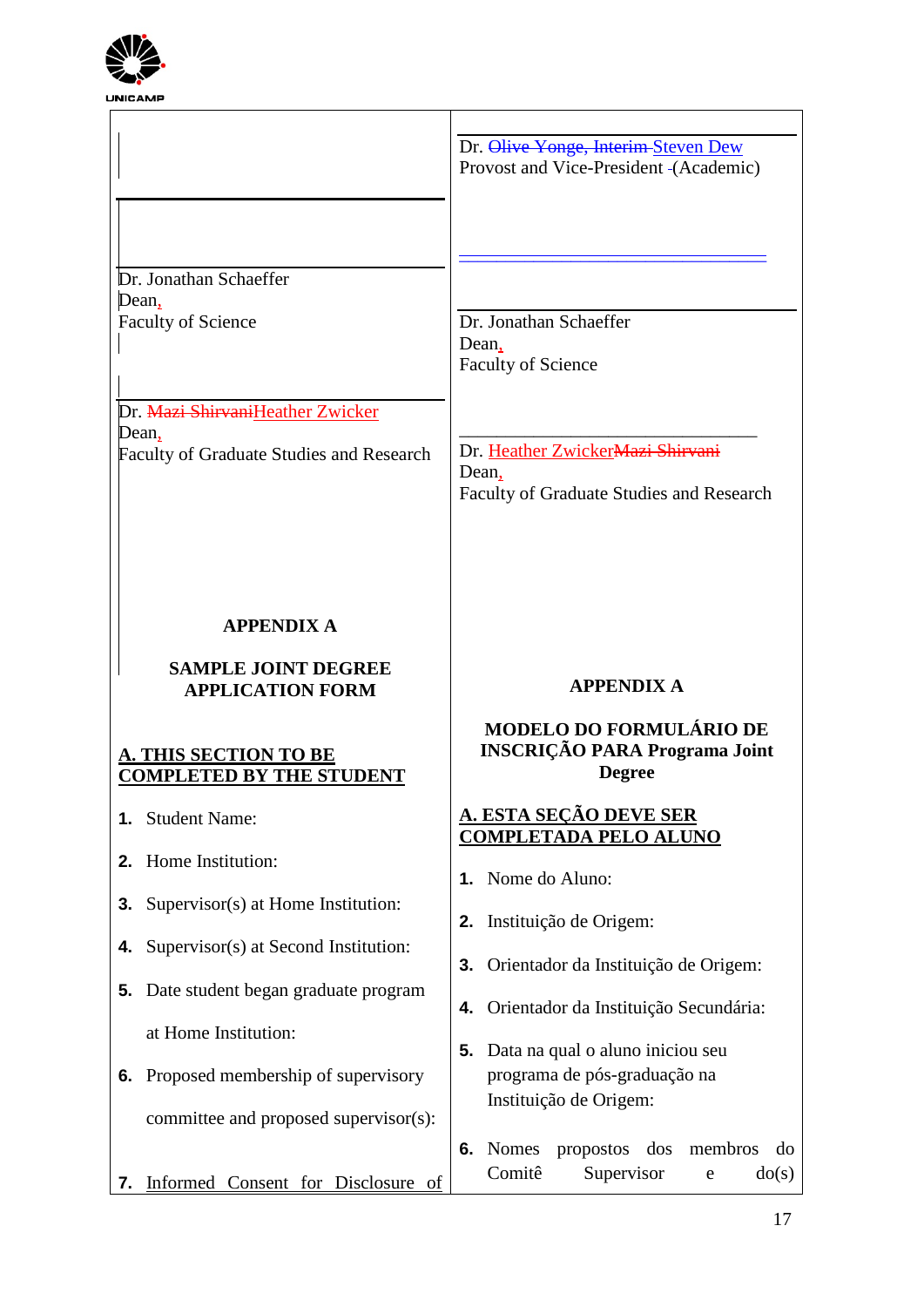| | |
|---|---|
| Dr. Jonathan Schaeffer<br>Dean,<br>Faculty of Science<br><br>Dr. ~~Mazi Shirvani~~Heather Zwicker<br>Dean,<br>Faculty of Graduate Studies and Research | Dr. ~~Olive Yonge, Interim~~ Steven Dew<br>Provost and Vice-President (Academic)<br><br>Dr. Jonathan Schaeffer<br>Dean,<br>Faculty of Science<br><br>Dr. Heather Zwicker~~Mazi Shirvani~~<br>Dean,<br>Faculty of Graduate Studies and Research |
| **APPENDIX A**<br><br>**SAMPLE JOINT DEGREE APPLICATION FORM**<br><br>**A. THIS SECTION TO BE COMPLETED BY THE STUDENT**<br><br>1. Student Name:<br>2. Home Institution:<br>3. Supervisor(s) at Home Institution:<br>4. Supervisor(s) at Second Institution:<br>5. Date student began graduate program at Home Institution:<br>6. Proposed membership of supervisory committee and proposed supervisor(s):<br>7. Informed Consent for Disclosure of | **APPENDIX A**<br><br>**MODELO DO FORMULÁRIO DE INSCRIÇÃO PARA Programa Joint Degree**<br><br>**A. ESTA SEÇÃO DEVE SER COMPLETADA PELO ALUNO**<br><br>1. Nome do Aluno:<br>2. Instituição de Origem:<br>3. Orientador da Instituição de Origem:<br>4. Orientador da Instituição Secundária:<br>5. Data na qual o aluno iniciou seu programa de pós-graduação na Instituição de Origem:<br>6. Nomes propostos dos membros do Comitê Supervisor e do(s) |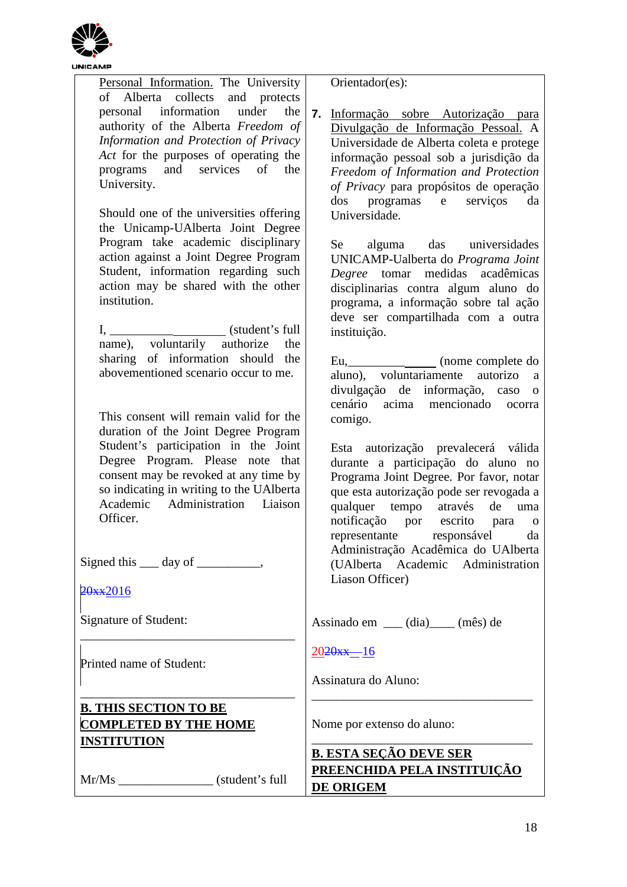| | |
|---|---|
| Personal Information. The University of Alberta collects and protects personal information under the authority of the Alberta *Freedom of Information and Protection of Privacy Act* for the purposes of operating the programs and services of the University.<br><br>Should one of the universities offering the Unicamp-UAlberta Joint Degree Program take academic disciplinary action against a Joint Degree Program Student, information regarding such action may be shared with the other institution.<br><br>I, ___________________ (student's full name), voluntarily authorize the sharing of information should the abovementioned scenario occur to me.<br><br>This consent will remain valid for the duration of the Joint Degree Program Student's participation in the Joint Degree Program. Please note that consent may be revoked at any time by so indicating in writing to the UAlberta Academic Administration Liaison Officer.<br><br>Signed this ___ day of __________,<br><br>~~20xx~~2016<br><br>Signature of Student:<br><br>___________________________________<br><br>Printed name of Student:<br><br>___________________________________<br><br>**B. THIS SECTION TO BE COMPLETED BY THE HOME INSTITUTION**<br><br>Mr/Ms _______________ (student's full | Orientador(es):<br><br>**7.** Informação sobre Autorização para Divulgação de Informação Pessoal. A Universidade de Alberta coleta e protege informação pessoal sob a jurisdição da *Freedom of Information and Protection of Privacy* para propósitos de operação dos programas e serviços da Universidade.<br><br>Se alguma das universidades UNICAMP-Ualberta do *Programa Joint Degree* tomar medidas acadêmicas disciplinarias contra algum aluno do programa, a informação sobre tal ação deve ser compartilhada com a outra instituição.<br><br>Eu,______________ (nome complete do aluno), voluntariamente autorizo a divulgação de informação, caso o cenário acima mencionado ocorra comigo.<br><br>Esta autorização prevalecerá válida durante a participação do aluno no Programa Joint Degree. Por favor, notar que esta autorização pode ser revogada a qualquer tempo através de uma notificação por escrito para o representante responsável da Administração Acadêmica do UAlberta (UAlberta Academic Administration Liason Officer)<br><br>Assinado em ___ (dia)____ (mês) de<br><br>20~~20xx~~—16<br><br>Assinatura do Aluno:<br><br>___________________________________<br><br>Nome por extenso do aluno:<br><br>___________________________________<br><br>**B. ESTA SEÇÃO DEVE SER PREENCHIDA PELA INSTITUIÇÃO DE ORIGEM** |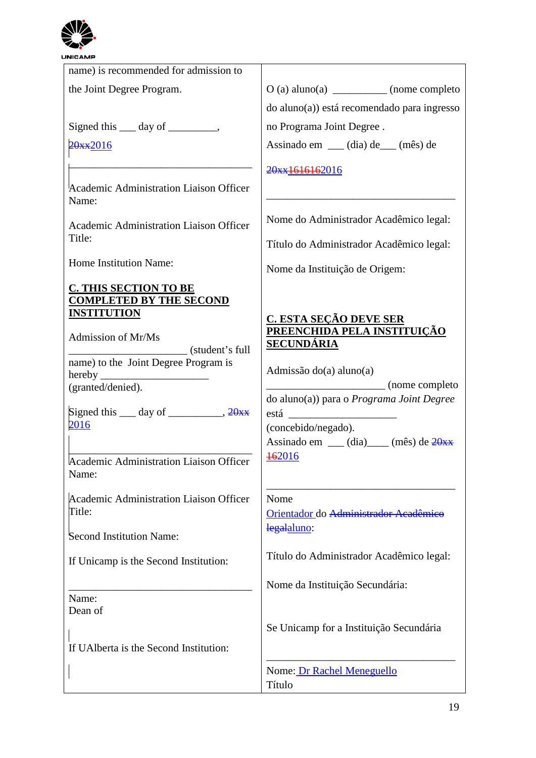| | |
|---|---|
| name) is recommended for admission to the Joint Degree Program.<br><br>Signed this ___ day of _________, ~~20xx~~2016<br><br>___________________________________<br>Academic Administration Liaison Officer Name:<br><br>Academic Administration Liaison Officer Title:<br><br>Home Institution Name:<br><br>**C. THIS SECTION TO BE COMPLETED BY THE SECOND INSTITUTION**<br><br>Admission of Mr/Ms ______________________ (student's full name) to the Joint Degree Program is hereby ____________________ (granted/denied).<br><br>Signed this ___ day of __________, ~~20xx~~ 2016<br><br>___________________________________<br>Academic Administration Liaison Officer Name:<br><br>Academic Administration Liaison Officer Title:<br><br>Second Institution Name:<br><br>If Unicamp is the Second Institution:<br><br>___________________________________<br>Name:<br>Dean of<br><br>If UAlberta is the Second Institution: | O (a) aluno(a) __________ (nome completo do aluno(a)) está recomendado para ingresso no Programa Joint Degree .<br>Assinado em ___ (dia) de___ (mês) de<br><br>~~20xx~~~~161616~~2016<br><br>___________________________________<br><br>Nome do Administrador Acadêmico legal:<br><br>Título do Administrador Acadêmico legal:<br><br>Nome da Instituição de Origem:<br><br>**C. ESTA SEÇÃO DEVE SER PREENCHIDA PELA INSTITUIÇÃO SECUNDÁRIA**<br><br>Admissão do(a) aluno(a) ______________________ (nome completo do aluno(a)) para o *Programa Joint Degree* está ____________________ (concebido/negado).<br>Assinado em ___ (dia)____ (mês) de ~~20xx~~ ~~16~~2016<br><br>___________________________________<br>Nome Orientador do ~~Administrador Acadêmico legal~~aluno:<br><br>Título do Administrador Acadêmico legal:<br><br>Nome da Instituição Secundária:<br><br>Se Unicamp for a Instituição Secundária<br><br>___________________________________<br>Nome: Dr Rachel Meneguello<br>Título |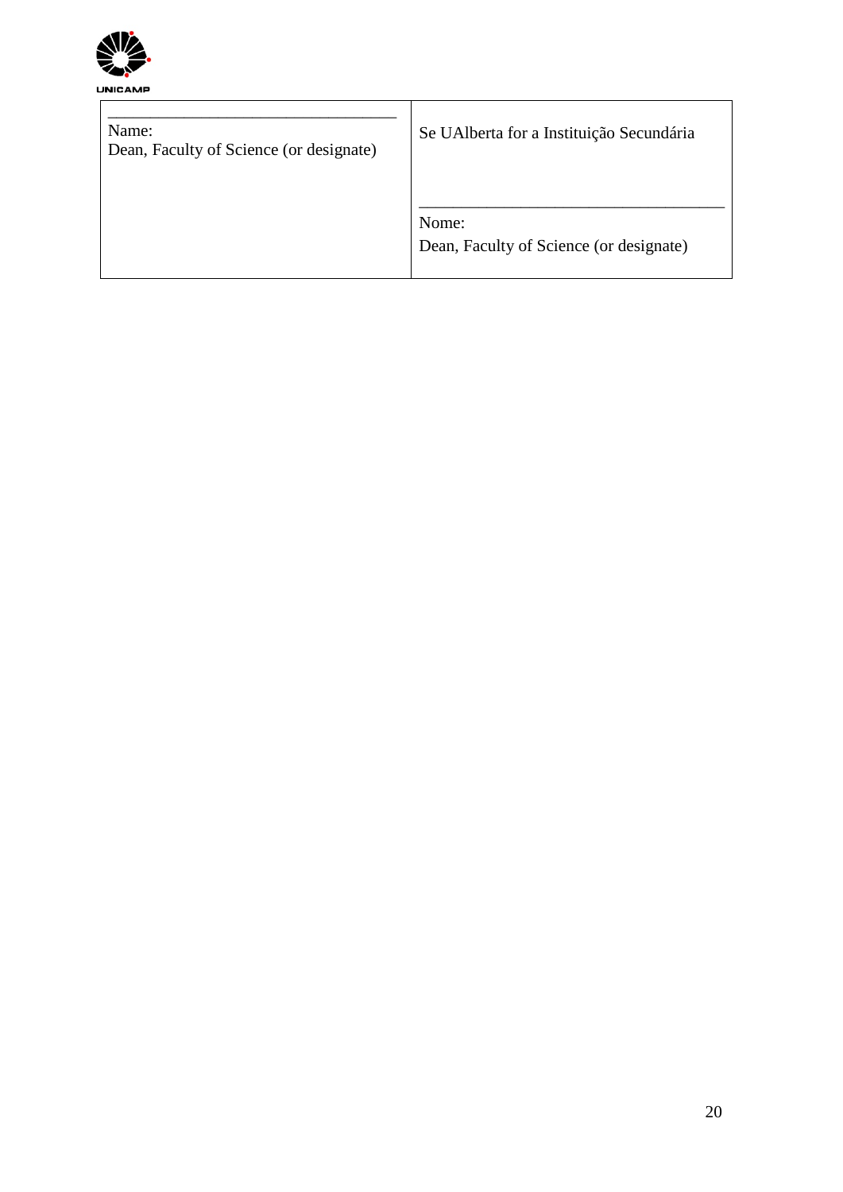| | |
|---|---|
| \_\_\_\_\_\_\_\_\_\_\_\_\_\_\_\_\_\_\_\_\_\_\_\_\_\_\_\_\_\_\_\_\_\_\_<br>Name:<br>Dean, Faculty of Science (or designate) | Se UAlberta for a Instituição Secundária<br><br>\_\_\_\_\_\_\_\_\_\_\_\_\_\_\_\_\_\_\_\_\_\_\_\_\_\_\_\_\_\_\_\_\_\_\_<br>Nome:<br>Dean, Faculty of Science (or designate) |